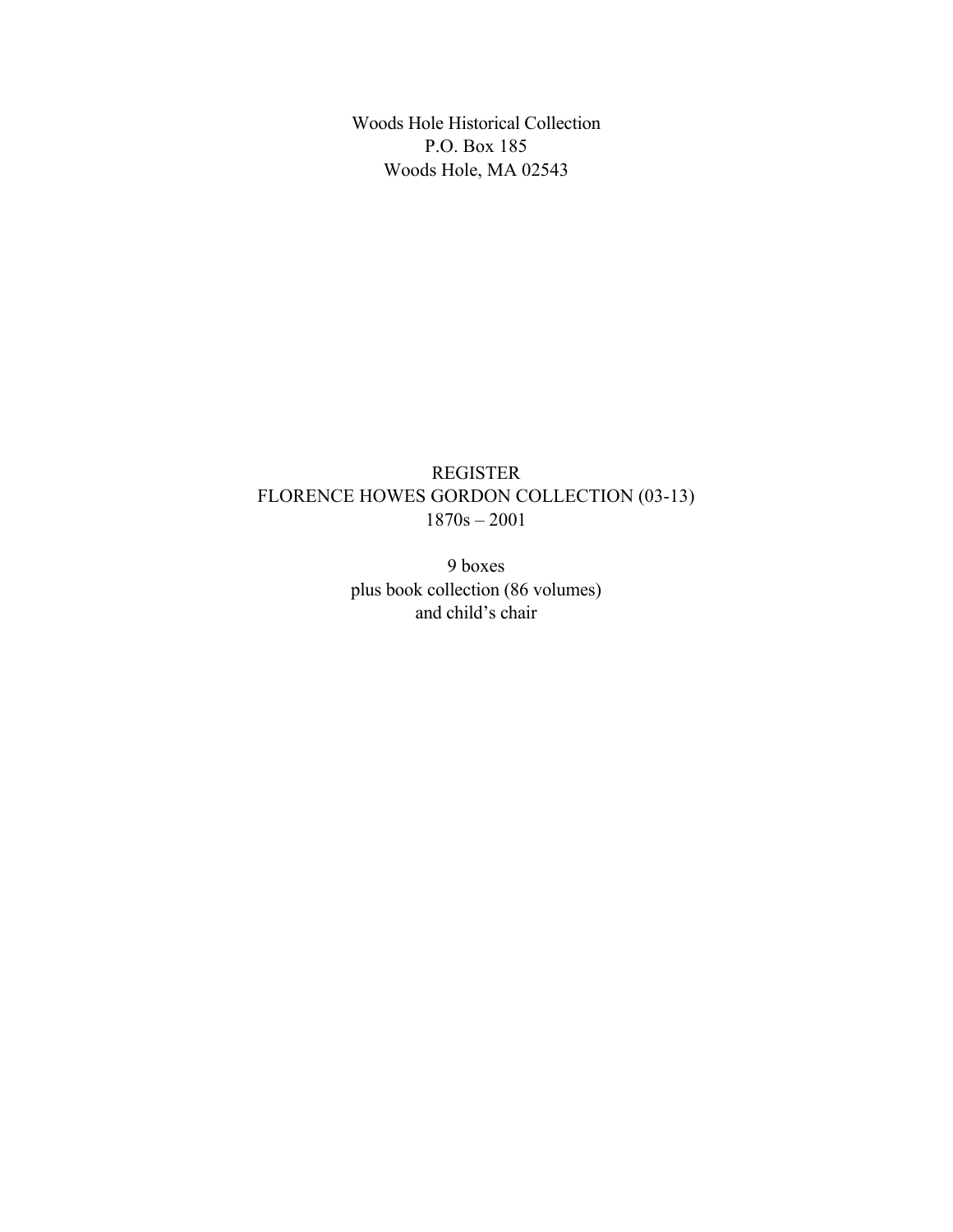Woods Hole Historical Collection
P.O. Box 185
Woods Hole, MA 02543

# REGISTER
# FLORENCE HOWES GORDON COLLECTION (03-13)
1870s – 2001

9 boxes
plus book collection (86 volumes)
and child's chair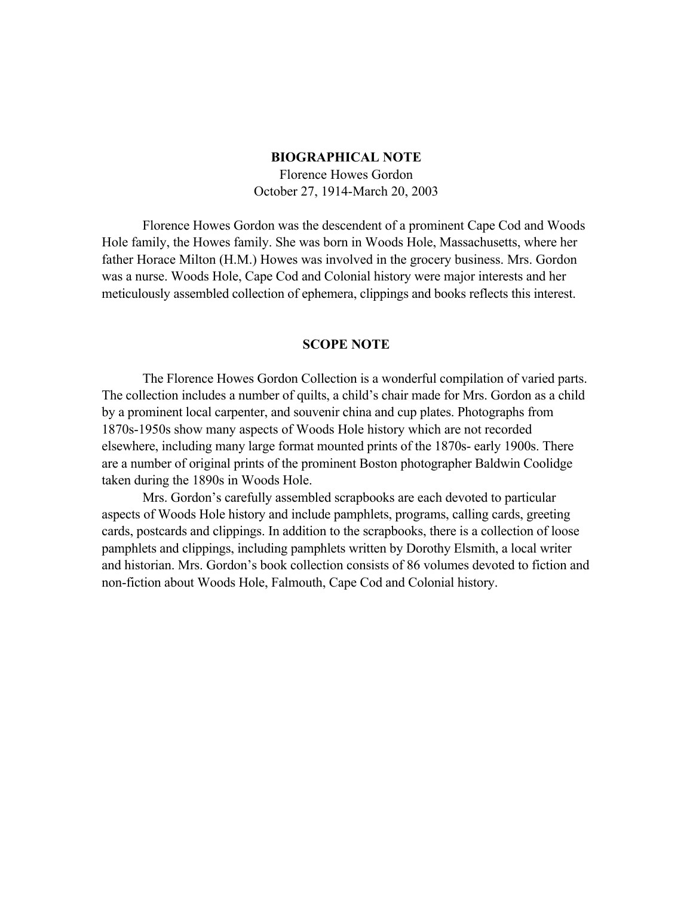## BIOGRAPHICAL NOTE

Florence Howes Gordon  
October 27, 1914-March 20, 2003

Florence Howes Gordon was the descendent of a prominent Cape Cod and Woods Hole family, the Howes family. She was born in Woods Hole, Massachusetts, where her father Horace Milton (H.M.) Howes was involved in the grocery business. Mrs. Gordon was a nurse. Woods Hole, Cape Cod and Colonial history were major interests and her meticulously assembled collection of ephemera, clippings and books reflects this interest.

## SCOPE NOTE

The Florence Howes Gordon Collection is a wonderful compilation of varied parts. The collection includes a number of quilts, a child's chair made for Mrs. Gordon as a child by a prominent local carpenter, and souvenir china and cup plates. Photographs from 1870s-1950s show many aspects of Woods Hole history which are not recorded elsewhere, including many large format mounted prints of the 1870s- early 1900s. There are a number of original prints of the prominent Boston photographer Baldwin Coolidge taken during the 1890s in Woods Hole.

Mrs. Gordon's carefully assembled scrapbooks are each devoted to particular aspects of Woods Hole history and include pamphlets, programs, calling cards, greeting cards, postcards and clippings. In addition to the scrapbooks, there is a collection of loose pamphlets and clippings, including pamphlets written by Dorothy Elsmith, a local writer and historian. Mrs. Gordon's book collection consists of 86 volumes devoted to fiction and non-fiction about Woods Hole, Falmouth, Cape Cod and Colonial history.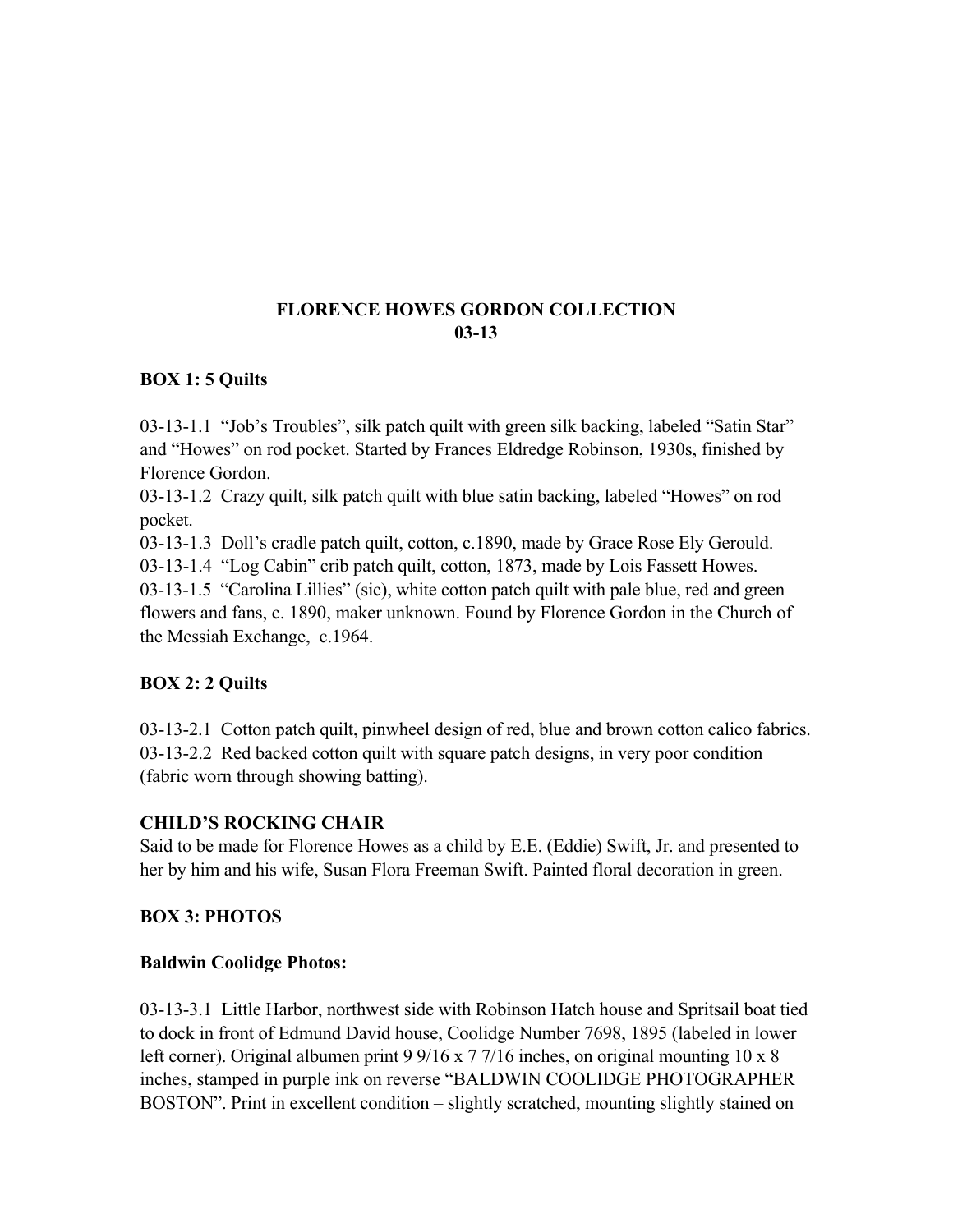# FLORENCE HOWES GORDON COLLECTION
# 03-13

**BOX 1: 5 Quilts**

03-13-1.1 “Job’s Troubles”, silk patch quilt with green silk backing, labeled “Satin Star” and “Howes” on rod pocket. Started by Frances Eldredge Robinson, 1930s, finished by Florence Gordon.
03-13-1.2 Crazy quilt, silk patch quilt with blue satin backing, labeled “Howes” on rod pocket.
03-13-1.3 Doll’s cradle patch quilt, cotton, c.1890, made by Grace Rose Ely Gerould.
03-13-1.4 “Log Cabin” crib patch quilt, cotton, 1873, made by Lois Fassett Howes.
03-13-1.5 “Carolina Lillies” (sic), white cotton patch quilt with pale blue, red and green flowers and fans, c. 1890, maker unknown. Found by Florence Gordon in the Church of the Messiah Exchange, c.1964.

**BOX 2: 2 Quilts**

03-13-2.1 Cotton patch quilt, pinwheel design of red, blue and brown cotton calico fabrics.
03-13-2.2 Red backed cotton quilt with square patch designs, in very poor condition (fabric worn through showing batting).

**CHILD’S ROCKING CHAIR**

Said to be made for Florence Howes as a child by E.E. (Eddie) Swift, Jr. and presented to her by him and his wife, Susan Flora Freeman Swift. Painted floral decoration in green.

**BOX 3: PHOTOS**

**Baldwin Coolidge Photos:**

03-13-3.1 Little Harbor, northwest side with Robinson Hatch house and Spritsail boat tied to dock in front of Edmund David house, Coolidge Number 7698, 1895 (labeled in lower left corner). Original albumen print 9 9/16 x 7 7/16 inches, on original mounting 10 x 8 inches, stamped in purple ink on reverse “BALDWIN COOLIDGE PHOTOGRAPHER BOSTON”. Print in excellent condition – slightly scratched, mounting slightly stained on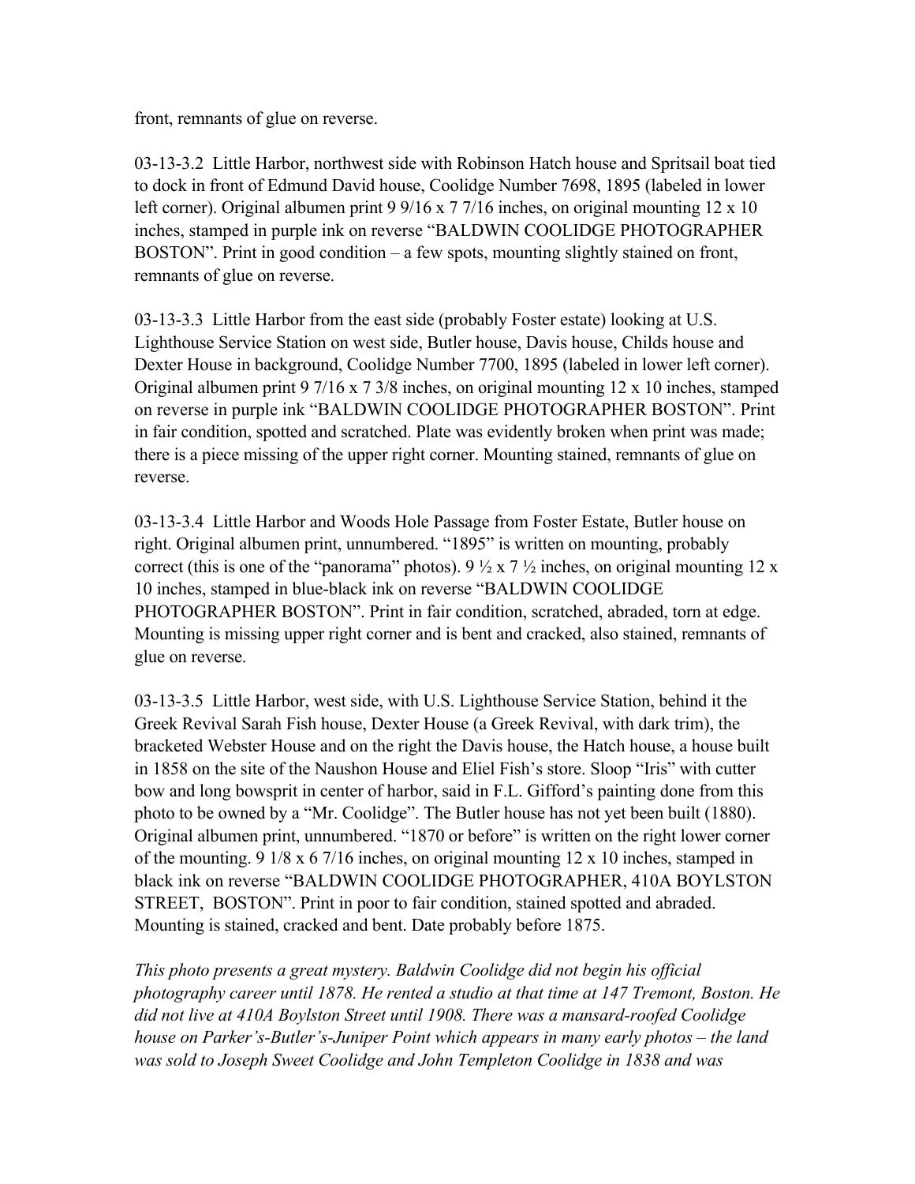front, remnants of glue on reverse.

03-13-3.2 Little Harbor, northwest side with Robinson Hatch house and Spritsail boat tied to dock in front of Edmund David house, Coolidge Number 7698, 1895 (labeled in lower left corner). Original albumen print 9 9/16 x 7 7/16 inches, on original mounting 12 x 10 inches, stamped in purple ink on reverse "BALDWIN COOLIDGE PHOTOGRAPHER BOSTON". Print in good condition – a few spots, mounting slightly stained on front, remnants of glue on reverse.

03-13-3.3 Little Harbor from the east side (probably Foster estate) looking at U.S. Lighthouse Service Station on west side, Butler house, Davis house, Childs house and Dexter House in background, Coolidge Number 7700, 1895 (labeled in lower left corner). Original albumen print 9 7/16 x 7 3/8 inches, on original mounting 12 x 10 inches, stamped on reverse in purple ink "BALDWIN COOLIDGE PHOTOGRAPHER BOSTON". Print in fair condition, spotted and scratched. Plate was evidently broken when print was made; there is a piece missing of the upper right corner. Mounting stained, remnants of glue on reverse.

03-13-3.4 Little Harbor and Woods Hole Passage from Foster Estate, Butler house on right. Original albumen print, unnumbered. "1895" is written on mounting, probably correct (this is one of the "panorama" photos). 9 ½ x 7 ½ inches, on original mounting 12 x 10 inches, stamped in blue-black ink on reverse "BALDWIN COOLIDGE PHOTOGRAPHER BOSTON". Print in fair condition, scratched, abraded, torn at edge. Mounting is missing upper right corner and is bent and cracked, also stained, remnants of glue on reverse.

03-13-3.5 Little Harbor, west side, with U.S. Lighthouse Service Station, behind it the Greek Revival Sarah Fish house, Dexter House (a Greek Revival, with dark trim), the bracketed Webster House and on the right the Davis house, the Hatch house, a house built in 1858 on the site of the Naushon House and Eliel Fish's store. Sloop "Iris" with cutter bow and long bowsprit in center of harbor, said in F.L. Gifford's painting done from this photo to be owned by a "Mr. Coolidge". The Butler house has not yet been built (1880). Original albumen print, unnumbered. "1870 or before" is written on the right lower corner of the mounting. 9 1/8 x 6 7/16 inches, on original mounting 12 x 10 inches, stamped in black ink on reverse "BALDWIN COOLIDGE PHOTOGRAPHER, 410A BOYLSTON STREET, BOSTON". Print in poor to fair condition, stained spotted and abraded. Mounting is stained, cracked and bent. Date probably before 1875.

*This photo presents a great mystery. Baldwin Coolidge did not begin his official photography career until 1878. He rented a studio at that time at 147 Tremont, Boston. He did not live at 410A Boylston Street until 1908. There was a mansard-roofed Coolidge house on Parker's-Butler's-Juniper Point which appears in many early photos – the land was sold to Joseph Sweet Coolidge and John Templeton Coolidge in 1838 and was*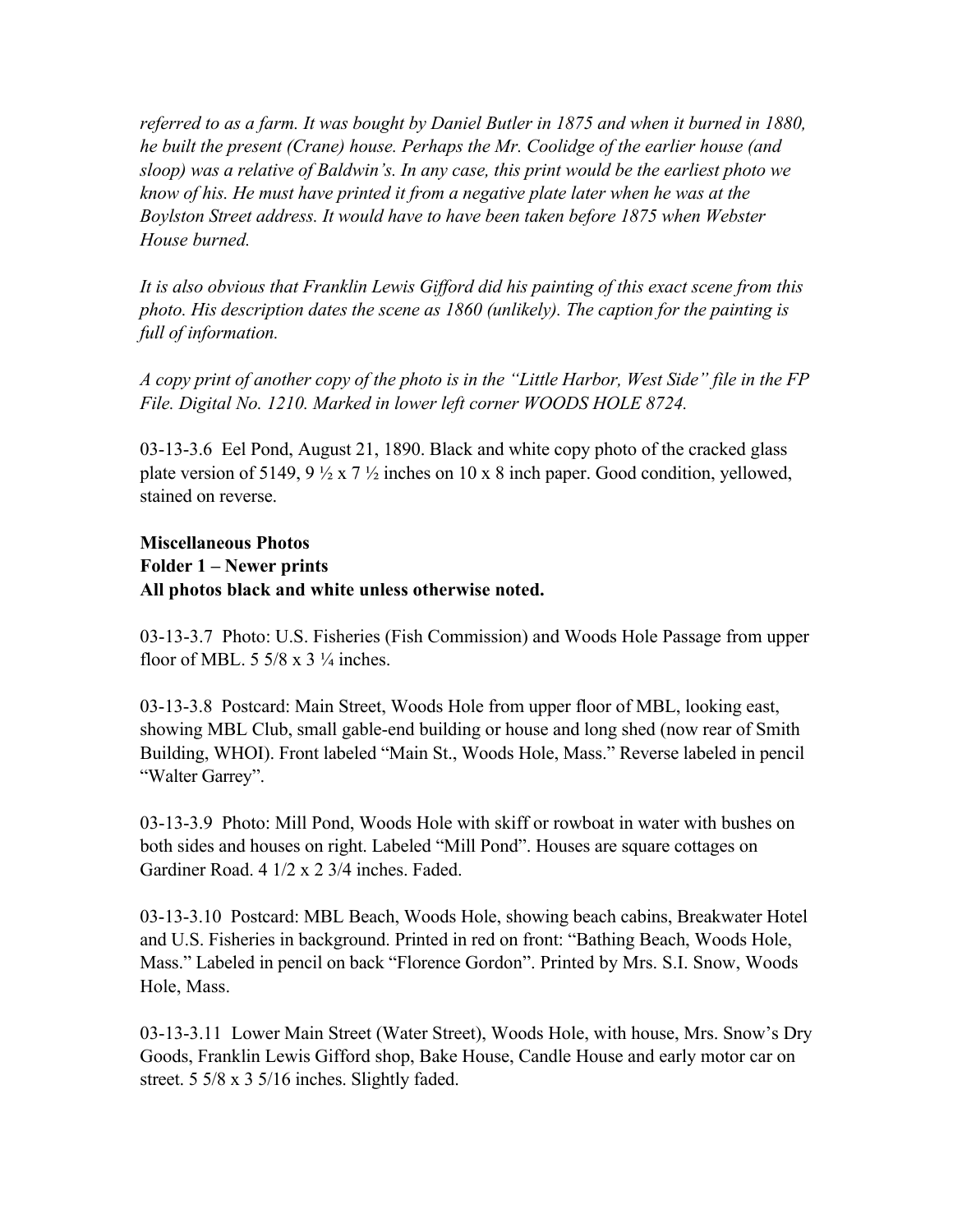*referred to as a farm. It was bought by Daniel Butler in 1875 and when it burned in 1880, he built the present (Crane) house. Perhaps the Mr. Coolidge of the earlier house (and sloop) was a relative of Baldwin's. In any case, this print would be the earliest photo we know of his. He must have printed it from a negative plate later when he was at the Boylston Street address. It would have to have been taken before 1875 when Webster House burned.*

*It is also obvious that Franklin Lewis Gifford did his painting of this exact scene from this photo. His description dates the scene as 1860 (unlikely). The caption for the painting is full of information.*

*A copy print of another copy of the photo is in the "Little Harbor, West Side" file in the FP File. Digital No. 1210. Marked in lower left corner WOODS HOLE 8724.*

03-13-3.6 Eel Pond, August 21, 1890. Black and white copy photo of the cracked glass plate version of 5149, 9 ½ x 7 ½ inches on 10 x 8 inch paper. Good condition, yellowed, stained on reverse.

**Miscellaneous Photos**
**Folder 1 – Newer prints**
**All photos black and white unless otherwise noted.**

03-13-3.7 Photo: U.S. Fisheries (Fish Commission) and Woods Hole Passage from upper floor of MBL. 5 5/8 x 3 ¼ inches.

03-13-3.8 Postcard: Main Street, Woods Hole from upper floor of MBL, looking east, showing MBL Club, small gable-end building or house and long shed (now rear of Smith Building, WHOI). Front labeled "Main St., Woods Hole, Mass." Reverse labeled in pencil "Walter Garrey".

03-13-3.9 Photo: Mill Pond, Woods Hole with skiff or rowboat in water with bushes on both sides and houses on right. Labeled "Mill Pond". Houses are square cottages on Gardiner Road. 4 1/2 x 2 3/4 inches. Faded.

03-13-3.10 Postcard: MBL Beach, Woods Hole, showing beach cabins, Breakwater Hotel and U.S. Fisheries in background. Printed in red on front: "Bathing Beach, Woods Hole, Mass." Labeled in pencil on back "Florence Gordon". Printed by Mrs. S.I. Snow, Woods Hole, Mass.

03-13-3.11 Lower Main Street (Water Street), Woods Hole, with house, Mrs. Snow's Dry Goods, Franklin Lewis Gifford shop, Bake House, Candle House and early motor car on street. 5 5/8 x 3 5/16 inches. Slightly faded.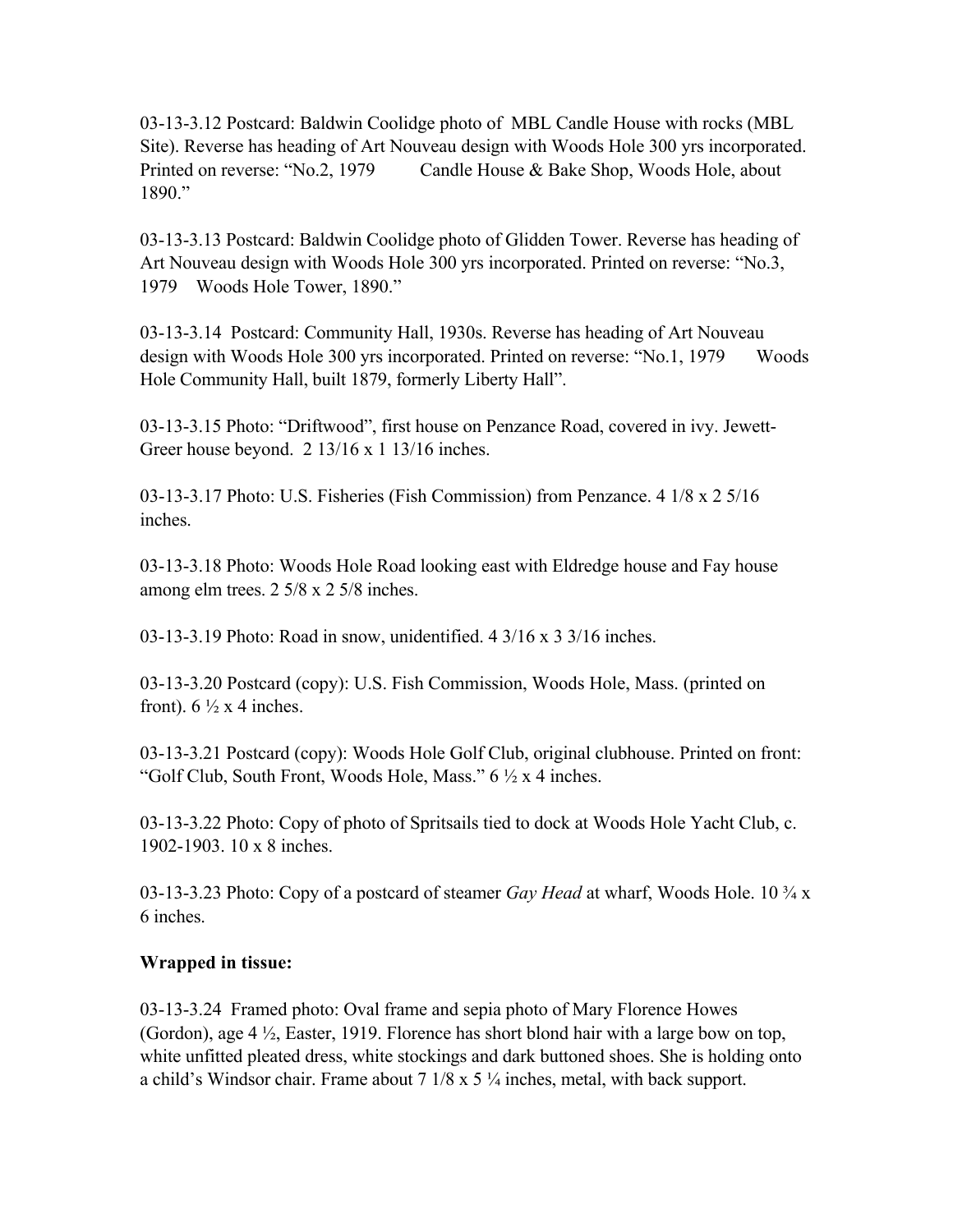03-13-3.12 Postcard: Baldwin Coolidge photo of MBL Candle House with rocks (MBL Site). Reverse has heading of Art Nouveau design with Woods Hole 300 yrs incorporated. Printed on reverse: "No.2, 1979 Candle House & Bake Shop, Woods Hole, about 1890."

03-13-3.13 Postcard: Baldwin Coolidge photo of Glidden Tower. Reverse has heading of Art Nouveau design with Woods Hole 300 yrs incorporated. Printed on reverse: "No.3, 1979 Woods Hole Tower, 1890."

03-13-3.14 Postcard: Community Hall, 1930s. Reverse has heading of Art Nouveau design with Woods Hole 300 yrs incorporated. Printed on reverse: "No.1, 1979 Woods Hole Community Hall, built 1879, formerly Liberty Hall".

03-13-3.15 Photo: "Driftwood", first house on Penzance Road, covered in ivy. Jewett-Greer house beyond. 2 13/16 x 1 13/16 inches.

03-13-3.17 Photo: U.S. Fisheries (Fish Commission) from Penzance. 4 1/8 x 2 5/16 inches.

03-13-3.18 Photo: Woods Hole Road looking east with Eldredge house and Fay house among elm trees. 2 5/8 x 2 5/8 inches.

03-13-3.19 Photo: Road in snow, unidentified. 4 3/16 x 3 3/16 inches.

03-13-3.20 Postcard (copy): U.S. Fish Commission, Woods Hole, Mass. (printed on front). 6 ½ x 4 inches.

03-13-3.21 Postcard (copy): Woods Hole Golf Club, original clubhouse. Printed on front: "Golf Club, South Front, Woods Hole, Mass." 6 ½ x 4 inches.

03-13-3.22 Photo: Copy of photo of Spritsails tied to dock at Woods Hole Yacht Club, c. 1902-1903. 10 x 8 inches.

03-13-3.23 Photo: Copy of a postcard of steamer *Gay Head* at wharf, Woods Hole. 10 ¾ x 6 inches.

**Wrapped in tissue:**

03-13-3.24 Framed photo: Oval frame and sepia photo of Mary Florence Howes (Gordon), age 4 ½, Easter, 1919. Florence has short blond hair with a large bow on top, white unfitted pleated dress, white stockings and dark buttoned shoes. She is holding onto a child's Windsor chair. Frame about 7 1/8 x 5 ¼ inches, metal, with back support.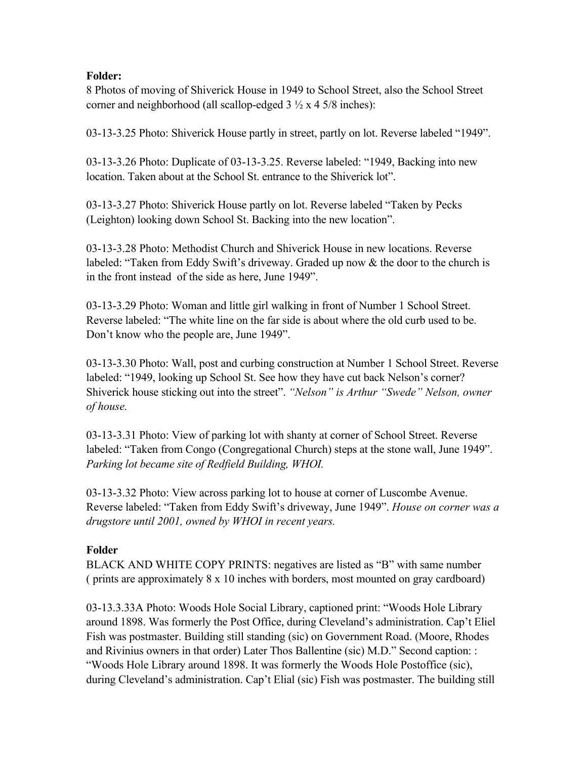**Folder:**
8 Photos of moving of Shiverick House in 1949 to School Street, also the School Street corner and neighborhood (all scallop-edged 3 ½ x 4 5/8 inches):

03-13-3.25 Photo: Shiverick House partly in street, partly on lot. Reverse labeled "1949".

03-13-3.26 Photo: Duplicate of 03-13-3.25. Reverse labeled: "1949, Backing into new location. Taken about at the School St. entrance to the Shiverick lot".

03-13-3.27 Photo: Shiverick House partly on lot. Reverse labeled "Taken by Pecks (Leighton) looking down School St. Backing into the new location".

03-13-3.28 Photo: Methodist Church and Shiverick House in new locations. Reverse labeled: "Taken from Eddy Swift's driveway. Graded up now & the door to the church is in the front instead of the side as here, June 1949".

03-13-3.29 Photo: Woman and little girl walking in front of Number 1 School Street. Reverse labeled: "The white line on the far side is about where the old curb used to be. Don't know who the people are, June 1949".

03-13-3.30 Photo: Wall, post and curbing construction at Number 1 School Street. Reverse labeled: "1949, looking up School St. See how they have cut back Nelson's corner? Shiverick house sticking out into the street". *"Nelson" is Arthur "Swede" Nelson, owner of house.*

03-13-3.31 Photo: View of parking lot with shanty at corner of School Street. Reverse labeled: "Taken from Congo (Congregational Church) steps at the stone wall, June 1949". *Parking lot became site of Redfield Building, WHOI.*

03-13-3.32 Photo: View across parking lot to house at corner of Luscombe Avenue. Reverse labeled: "Taken from Eddy Swift's driveway, June 1949". *House on corner was a drugstore until 2001, owned by WHOI in recent years.*

**Folder**
BLACK AND WHITE COPY PRINTS: negatives are listed as "B" with same number ( prints are approximately 8 x 10 inches with borders, most mounted on gray cardboard)

03-13.3.33A Photo: Woods Hole Social Library, captioned print: "Woods Hole Library around 1898. Was formerly the Post Office, during Cleveland's administration. Cap't Eliel Fish was postmaster. Building still standing (sic) on Government Road. (Moore, Rhodes and Rivinius owners in that order) Later Thos Ballentine (sic) M.D." Second caption: : "Woods Hole Library around 1898. It was formerly the Woods Hole Postoffice (sic), during Cleveland's administration. Cap't Elial (sic) Fish was postmaster. The building still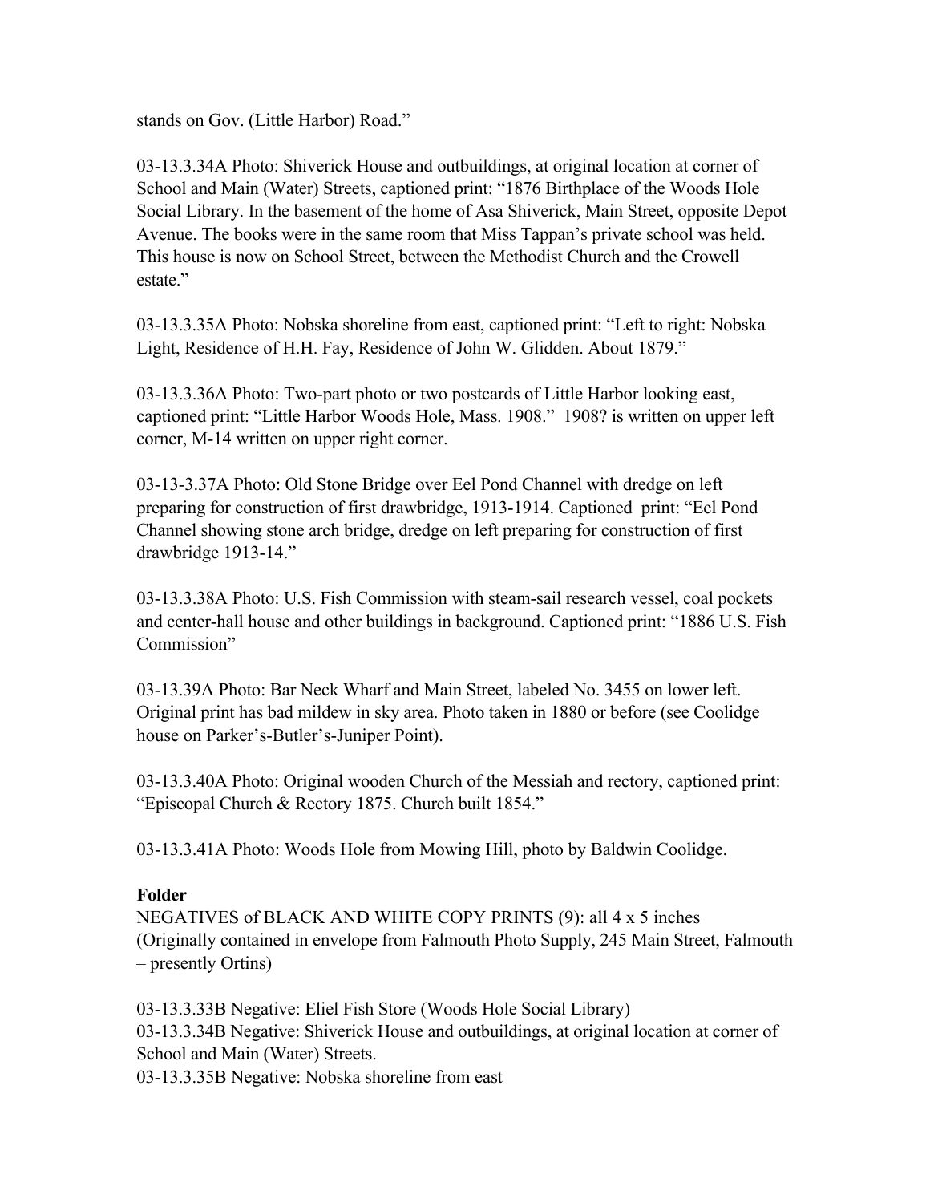stands on Gov. (Little Harbor) Road."

03-13.3.34A Photo: Shiverick House and outbuildings, at original location at corner of School and Main (Water) Streets, captioned print: "1876 Birthplace of the Woods Hole Social Library. In the basement of the home of Asa Shiverick, Main Street, opposite Depot Avenue. The books were in the same room that Miss Tappan's private school was held. This house is now on School Street, between the Methodist Church and the Crowell estate."

03-13.3.35A Photo: Nobska shoreline from east, captioned print: "Left to right: Nobska Light, Residence of H.H. Fay, Residence of John W. Glidden. About 1879."

03-13.3.36A Photo: Two-part photo or two postcards of Little Harbor looking east, captioned print: "Little Harbor Woods Hole, Mass. 1908." 1908? is written on upper left corner, M-14 written on upper right corner.

03-13-3.37A Photo: Old Stone Bridge over Eel Pond Channel with dredge on left preparing for construction of first drawbridge, 1913-1914. Captioned print: "Eel Pond Channel showing stone arch bridge, dredge on left preparing for construction of first drawbridge 1913-14."

03-13.3.38A Photo: U.S. Fish Commission with steam-sail research vessel, coal pockets and center-hall house and other buildings in background. Captioned print: "1886 U.S. Fish Commission"

03-13.39A Photo: Bar Neck Wharf and Main Street, labeled No. 3455 on lower left. Original print has bad mildew in sky area. Photo taken in 1880 or before (see Coolidge house on Parker's-Butler's-Juniper Point).

03-13.3.40A Photo: Original wooden Church of the Messiah and rectory, captioned print: "Episcopal Church & Rectory 1875. Church built 1854."

03-13.3.41A Photo: Woods Hole from Mowing Hill, photo by Baldwin Coolidge.

**Folder**

NEGATIVES of BLACK AND WHITE COPY PRINTS (9): all 4 x 5 inches (Originally contained in envelope from Falmouth Photo Supply, 245 Main Street, Falmouth – presently Ortins)

03-13.3.33B Negative: Eliel Fish Store (Woods Hole Social Library)
03-13.3.34B Negative: Shiverick House and outbuildings, at original location at corner of School and Main (Water) Streets.
03-13.3.35B Negative: Nobska shoreline from east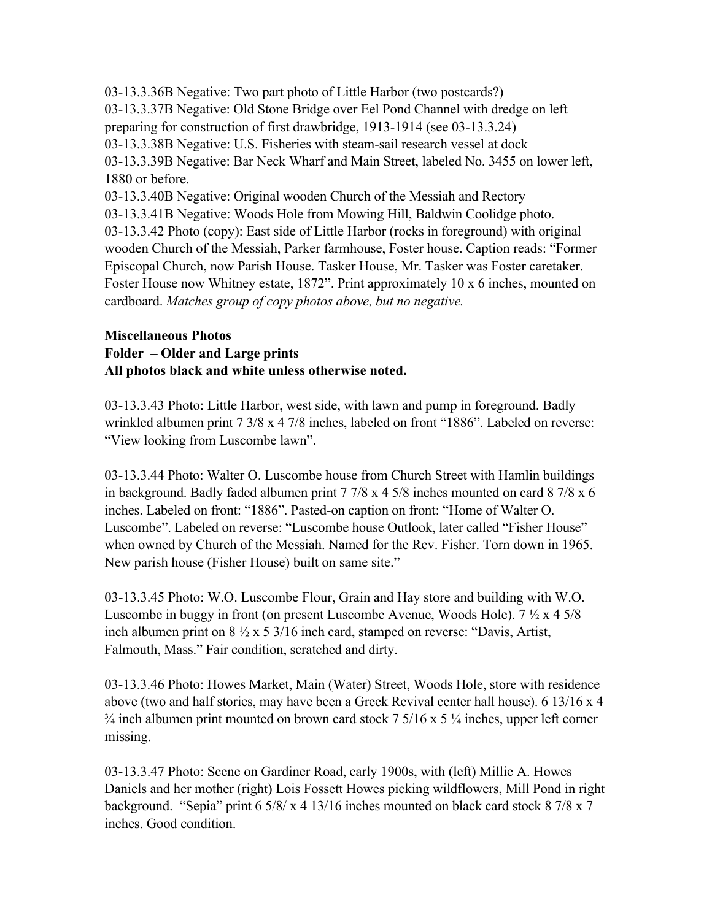03-13.3.36B Negative: Two part photo of Little Harbor (two postcards?)
03-13.3.37B Negative: Old Stone Bridge over Eel Pond Channel with dredge on left preparing for construction of first drawbridge, 1913-1914 (see 03-13.3.24)
03-13.3.38B Negative: U.S. Fisheries with steam-sail research vessel at dock
03-13.3.39B Negative: Bar Neck Wharf and Main Street, labeled No. 3455 on lower left, 1880 or before.
03-13.3.40B Negative: Original wooden Church of the Messiah and Rectory
03-13.3.41B Negative: Woods Hole from Mowing Hill, Baldwin Coolidge photo.
03-13.3.42 Photo (copy): East side of Little Harbor (rocks in foreground) with original wooden Church of the Messiah, Parker farmhouse, Foster house. Caption reads: "Former Episcopal Church, now Parish House. Tasker House, Mr. Tasker was Foster caretaker. Foster House now Whitney estate, 1872". Print approximately 10 x 6 inches, mounted on cardboard. *Matches group of copy photos above, but no negative.*

**Miscellaneous Photos**
**Folder – Older and Large prints**
**All photos black and white unless otherwise noted.**

03-13.3.43 Photo: Little Harbor, west side, with lawn and pump in foreground. Badly wrinkled albumen print 7 3/8 x 4 7/8 inches, labeled on front "1886". Labeled on reverse: "View looking from Luscombe lawn".

03-13.3.44 Photo: Walter O. Luscombe house from Church Street with Hamlin buildings in background. Badly faded albumen print 7 7/8 x 4 5/8 inches mounted on card 8 7/8 x 6 inches. Labeled on front: "1886". Pasted-on caption on front: "Home of Walter O. Luscombe". Labeled on reverse: "Luscombe house Outlook, later called "Fisher House" when owned by Church of the Messiah. Named for the Rev. Fisher. Torn down in 1965. New parish house (Fisher House) built on same site."

03-13.3.45 Photo: W.O. Luscombe Flour, Grain and Hay store and building with W.O. Luscombe in buggy in front (on present Luscombe Avenue, Woods Hole). 7 ½ x 4 5/8 inch albumen print on 8 ½ x 5 3/16 inch card, stamped on reverse: "Davis, Artist, Falmouth, Mass." Fair condition, scratched and dirty.

03-13.3.46 Photo: Howes Market, Main (Water) Street, Woods Hole, store with residence above (two and half stories, may have been a Greek Revival center hall house). 6 13/16 x 4 ¾ inch albumen print mounted on brown card stock 7 5/16 x 5 ¼ inches, upper left corner missing.

03-13.3.47 Photo: Scene on Gardiner Road, early 1900s, with (left) Millie A. Howes Daniels and her mother (right) Lois Fossett Howes picking wildflowers, Mill Pond in right background. "Sepia" print 6 5/8/ x 4 13/16 inches mounted on black card stock 8 7/8 x 7 inches. Good condition.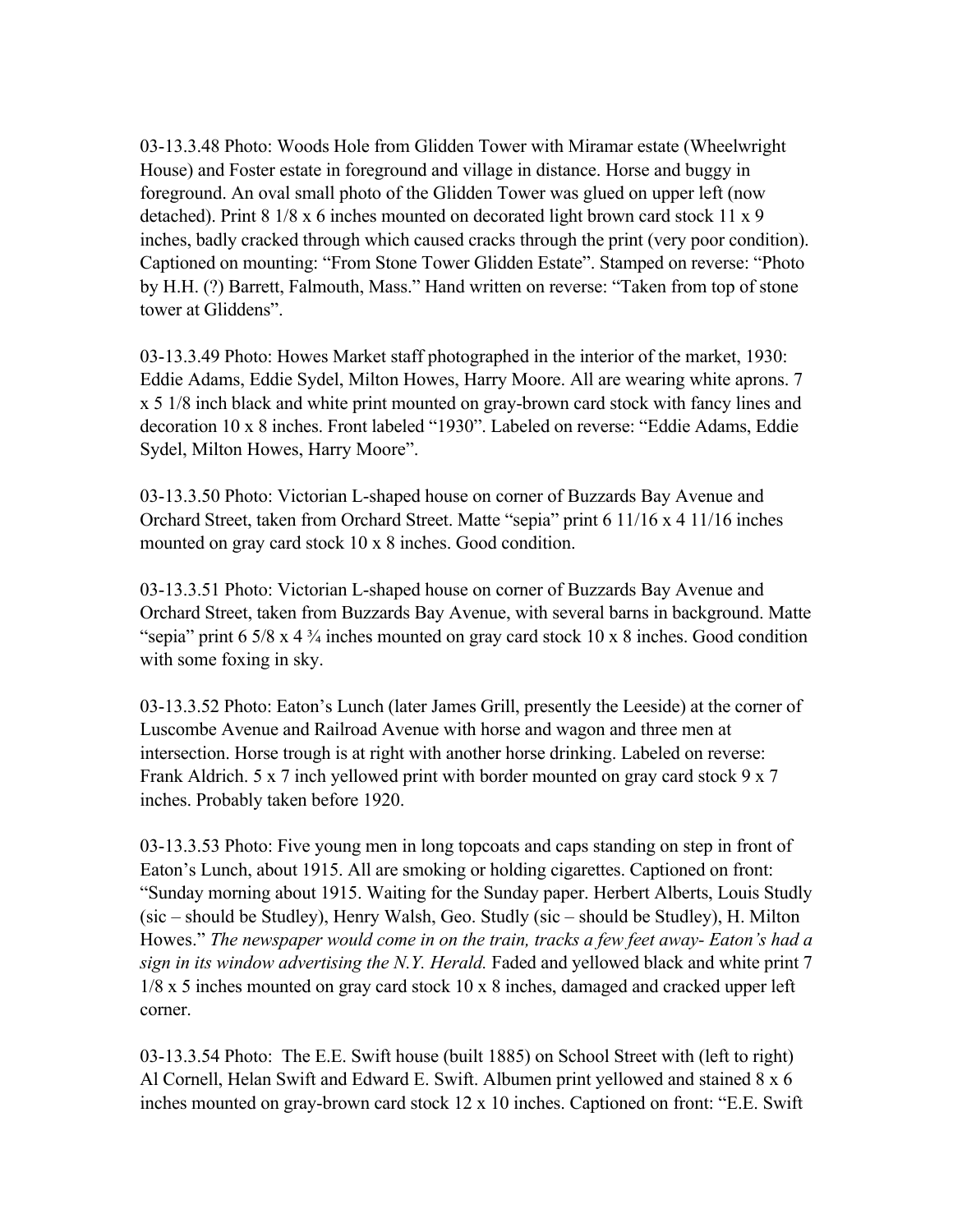03-13.3.48 Photo: Woods Hole from Glidden Tower with Miramar estate (Wheelwright House) and Foster estate in foreground and village in distance. Horse and buggy in foreground. An oval small photo of the Glidden Tower was glued on upper left (now detached). Print 8 1/8 x 6 inches mounted on decorated light brown card stock 11 x 9 inches, badly cracked through which caused cracks through the print (very poor condition). Captioned on mounting: "From Stone Tower Glidden Estate". Stamped on reverse: "Photo by H.H. (?) Barrett, Falmouth, Mass." Hand written on reverse: "Taken from top of stone tower at Gliddens".

03-13.3.49 Photo: Howes Market staff photographed in the interior of the market, 1930: Eddie Adams, Eddie Sydel, Milton Howes, Harry Moore. All are wearing white aprons. 7 x 5 1/8 inch black and white print mounted on gray-brown card stock with fancy lines and decoration 10 x 8 inches. Front labeled "1930". Labeled on reverse: "Eddie Adams, Eddie Sydel, Milton Howes, Harry Moore".

03-13.3.50 Photo: Victorian L-shaped house on corner of Buzzards Bay Avenue and Orchard Street, taken from Orchard Street. Matte "sepia" print 6 11/16 x 4 11/16 inches mounted on gray card stock 10 x 8 inches. Good condition.

03-13.3.51 Photo: Victorian L-shaped house on corner of Buzzards Bay Avenue and Orchard Street, taken from Buzzards Bay Avenue, with several barns in background. Matte "sepia" print 6 5/8 x 4 ¾ inches mounted on gray card stock 10 x 8 inches. Good condition with some foxing in sky.

03-13.3.52 Photo: Eaton's Lunch (later James Grill, presently the Leeside) at the corner of Luscombe Avenue and Railroad Avenue with horse and wagon and three men at intersection. Horse trough is at right with another horse drinking. Labeled on reverse: Frank Aldrich. 5 x 7 inch yellowed print with border mounted on gray card stock 9 x 7 inches. Probably taken before 1920.

03-13.3.53 Photo: Five young men in long topcoats and caps standing on step in front of Eaton's Lunch, about 1915. All are smoking or holding cigarettes. Captioned on front: "Sunday morning about 1915. Waiting for the Sunday paper. Herbert Alberts, Louis Studly (sic – should be Studley), Henry Walsh, Geo. Studly (sic – should be Studley), H. Milton Howes." *The newspaper would come in on the train, tracks a few feet away- Eaton's had a sign in its window advertising the N.Y. Herald.* Faded and yellowed black and white print 7 1/8 x 5 inches mounted on gray card stock 10 x 8 inches, damaged and cracked upper left corner.

03-13.3.54 Photo: The E.E. Swift house (built 1885) on School Street with (left to right) Al Cornell, Helan Swift and Edward E. Swift. Albumen print yellowed and stained 8 x 6 inches mounted on gray-brown card stock 12 x 10 inches. Captioned on front: "E.E. Swift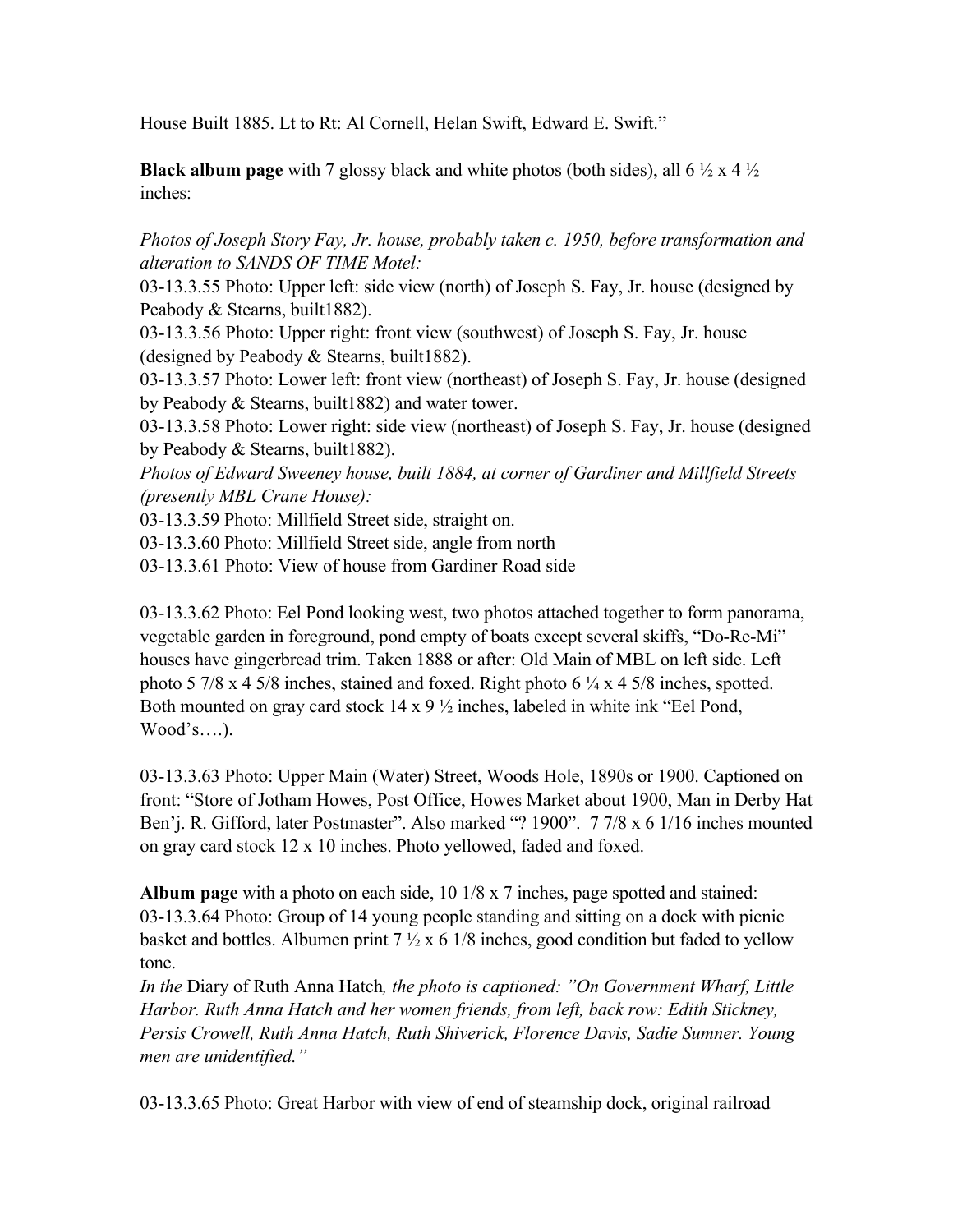House Built 1885. Lt to Rt: Al Cornell, Helan Swift, Edward E. Swift."

**Black album page** with 7 glossy black and white photos (both sides), all 6 ½ x 4 ½ inches:

*Photos of Joseph Story Fay, Jr. house, probably taken c. 1950, before transformation and alteration to SANDS OF TIME Motel:*

03-13.3.55 Photo: Upper left: side view (north) of Joseph S. Fay, Jr. house (designed by Peabody & Stearns, built1882).

03-13.3.56 Photo: Upper right: front view (southwest) of Joseph S. Fay, Jr. house (designed by Peabody & Stearns, built1882).

03-13.3.57 Photo: Lower left: front view (northeast) of Joseph S. Fay, Jr. house (designed by Peabody & Stearns, built1882) and water tower.

03-13.3.58 Photo: Lower right: side view (northeast) of Joseph S. Fay, Jr. house (designed by Peabody & Stearns, built1882).

*Photos of Edward Sweeney house, built 1884, at corner of Gardiner and Millfield Streets (presently MBL Crane House):*

03-13.3.59 Photo: Millfield Street side, straight on.

03-13.3.60 Photo: Millfield Street side, angle from north

03-13.3.61 Photo: View of house from Gardiner Road side

03-13.3.62 Photo: Eel Pond looking west, two photos attached together to form panorama, vegetable garden in foreground, pond empty of boats except several skiffs, "Do-Re-Mi" houses have gingerbread trim. Taken 1888 or after: Old Main of MBL on left side. Left photo 5 7/8 x 4 5/8 inches, stained and foxed. Right photo 6 ¼ x 4 5/8 inches, spotted. Both mounted on gray card stock 14 x 9 ½ inches, labeled in white ink "Eel Pond, Wood's….).

03-13.3.63 Photo: Upper Main (Water) Street, Woods Hole, 1890s or 1900. Captioned on front: "Store of Jotham Howes, Post Office, Howes Market about 1900, Man in Derby Hat Ben'j. R. Gifford, later Postmaster". Also marked "? 1900". 7 7/8 x 6 1/16 inches mounted on gray card stock 12 x 10 inches. Photo yellowed, faded and foxed.

**Album page** with a photo on each side, 10 1/8 x 7 inches, page spotted and stained:

03-13.3.64 Photo: Group of 14 young people standing and sitting on a dock with picnic basket and bottles. Albumen print 7 ½ x 6 1/8 inches, good condition but faded to yellow tone.

*In the* Diary of Ruth Anna Hatch*, the photo is captioned: "On Government Wharf, Little Harbor. Ruth Anna Hatch and her women friends, from left, back row: Edith Stickney, Persis Crowell, Ruth Anna Hatch, Ruth Shiverick, Florence Davis, Sadie Sumner. Young men are unidentified."*

03-13.3.65 Photo: Great Harbor with view of end of steamship dock, original railroad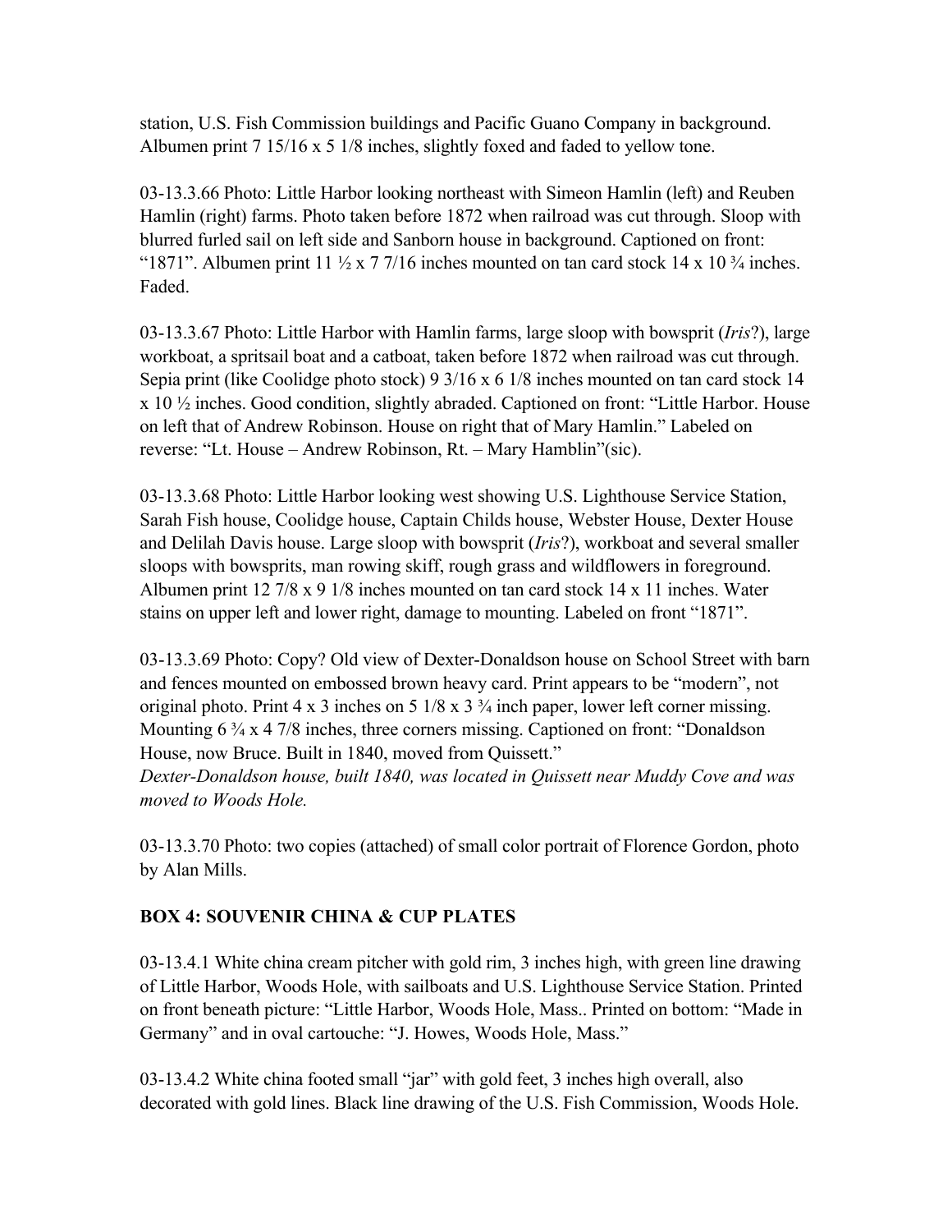station, U.S. Fish Commission buildings and Pacific Guano Company in background. Albumen print 7 15/16 x 5 1/8 inches, slightly foxed and faded to yellow tone.

03-13.3.66 Photo: Little Harbor looking northeast with Simeon Hamlin (left) and Reuben Hamlin (right) farms. Photo taken before 1872 when railroad was cut through. Sloop with blurred furled sail on left side and Sanborn house in background. Captioned on front: "1871". Albumen print 11 ½ x 7 7/16 inches mounted on tan card stock 14 x 10 ¾ inches. Faded.

03-13.3.67 Photo: Little Harbor with Hamlin farms, large sloop with bowsprit (*Iris*?), large workboat, a spritsail boat and a catboat, taken before 1872 when railroad was cut through. Sepia print (like Coolidge photo stock) 9 3/16 x 6 1/8 inches mounted on tan card stock 14 x 10 ½ inches. Good condition, slightly abraded. Captioned on front: "Little Harbor. House on left that of Andrew Robinson. House on right that of Mary Hamlin." Labeled on reverse: "Lt. House – Andrew Robinson, Rt. – Mary Hamblin"(sic).

03-13.3.68 Photo: Little Harbor looking west showing U.S. Lighthouse Service Station, Sarah Fish house, Coolidge house, Captain Childs house, Webster House, Dexter House and Delilah Davis house. Large sloop with bowsprit (*Iris*?), workboat and several smaller sloops with bowsprits, man rowing skiff, rough grass and wildflowers in foreground. Albumen print 12 7/8 x 9 1/8 inches mounted on tan card stock 14 x 11 inches. Water stains on upper left and lower right, damage to mounting. Labeled on front "1871".

03-13.3.69 Photo: Copy? Old view of Dexter-Donaldson house on School Street with barn and fences mounted on embossed brown heavy card. Print appears to be "modern", not original photo. Print 4 x 3 inches on 5 1/8 x 3 ¾ inch paper, lower left corner missing. Mounting 6 ¾ x 4 7/8 inches, three corners missing. Captioned on front: "Donaldson House, now Bruce. Built in 1840, moved from Quissett."
*Dexter-Donaldson house, built 1840, was located in Quissett near Muddy Cove and was moved to Woods Hole.*

03-13.3.70 Photo: two copies (attached) of small color portrait of Florence Gordon, photo by Alan Mills.

## BOX 4: SOUVENIR CHINA & CUP PLATES

03-13.4.1 White china cream pitcher with gold rim, 3 inches high, with green line drawing of Little Harbor, Woods Hole, with sailboats and U.S. Lighthouse Service Station. Printed on front beneath picture: "Little Harbor, Woods Hole, Mass.. Printed on bottom: "Made in Germany" and in oval cartouche: "J. Howes, Woods Hole, Mass."

03-13.4.2 White china footed small "jar" with gold feet, 3 inches high overall, also decorated with gold lines. Black line drawing of the U.S. Fish Commission, Woods Hole.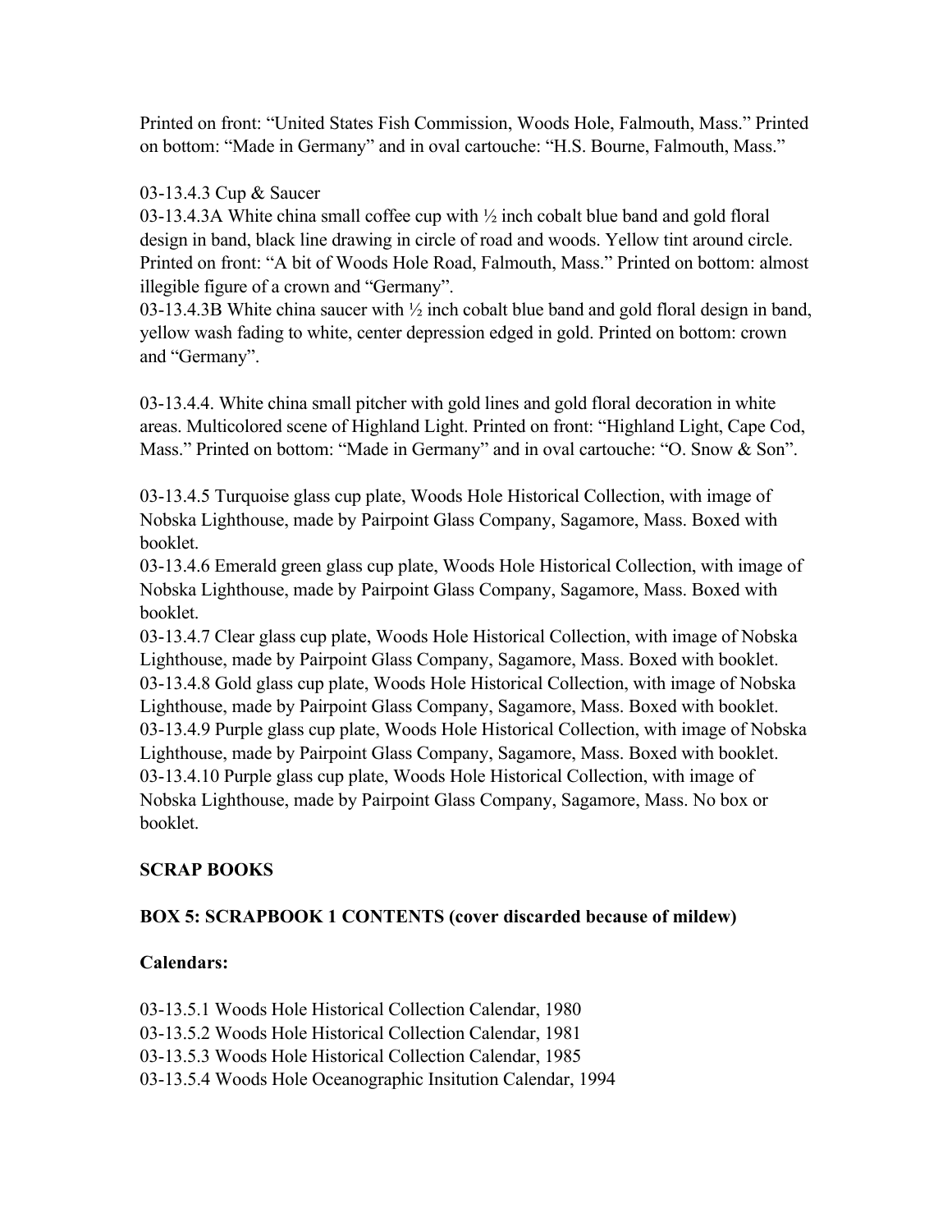Printed on front: "United States Fish Commission, Woods Hole, Falmouth, Mass." Printed on bottom: "Made in Germany" and in oval cartouche: "H.S. Bourne, Falmouth, Mass."

03-13.4.3 Cup & Saucer
03-13.4.3A White china small coffee cup with ½ inch cobalt blue band and gold floral design in band, black line drawing in circle of road and woods. Yellow tint around circle. Printed on front: "A bit of Woods Hole Road, Falmouth, Mass." Printed on bottom: almost illegible figure of a crown and "Germany".
03-13.4.3B White china saucer with ½ inch cobalt blue band and gold floral design in band, yellow wash fading to white, center depression edged in gold. Printed on bottom: crown and "Germany".

03-13.4.4. White china small pitcher with gold lines and gold floral decoration in white areas. Multicolored scene of Highland Light. Printed on front: "Highland Light, Cape Cod, Mass." Printed on bottom: "Made in Germany" and in oval cartouche: "O. Snow & Son".

03-13.4.5 Turquoise glass cup plate, Woods Hole Historical Collection, with image of Nobska Lighthouse, made by Pairpoint Glass Company, Sagamore, Mass. Boxed with booklet.
03-13.4.6 Emerald green glass cup plate, Woods Hole Historical Collection, with image of Nobska Lighthouse, made by Pairpoint Glass Company, Sagamore, Mass. Boxed with booklet.
03-13.4.7 Clear glass cup plate, Woods Hole Historical Collection, with image of Nobska Lighthouse, made by Pairpoint Glass Company, Sagamore, Mass. Boxed with booklet.
03-13.4.8 Gold glass cup plate, Woods Hole Historical Collection, with image of Nobska Lighthouse, made by Pairpoint Glass Company, Sagamore, Mass. Boxed with booklet.
03-13.4.9 Purple glass cup plate, Woods Hole Historical Collection, with image of Nobska Lighthouse, made by Pairpoint Glass Company, Sagamore, Mass. Boxed with booklet.
03-13.4.10 Purple glass cup plate, Woods Hole Historical Collection, with image of Nobska Lighthouse, made by Pairpoint Glass Company, Sagamore, Mass. No box or booklet.

**SCRAP BOOKS**

**BOX 5: SCRAPBOOK 1 CONTENTS (cover discarded because of mildew)**

**Calendars:**

03-13.5.1 Woods Hole Historical Collection Calendar, 1980
03-13.5.2 Woods Hole Historical Collection Calendar, 1981
03-13.5.3 Woods Hole Historical Collection Calendar, 1985
03-13.5.4 Woods Hole Oceanographic Insitution Calendar, 1994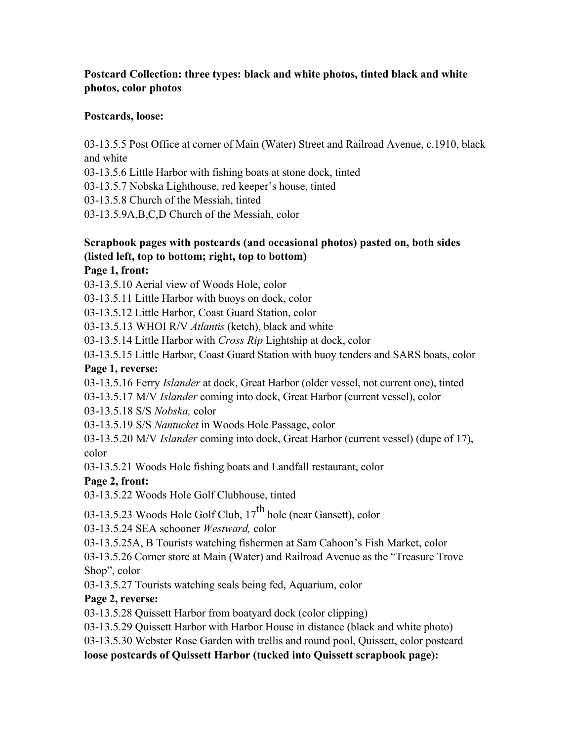**Postcard Collection: three types: black and white photos, tinted black and white photos, color photos**

**Postcards, loose:**

03-13.5.5 Post Office at corner of Main (Water) Street and Railroad Avenue, c.1910, black and white
03-13.5.6 Little Harbor with fishing boats at stone dock, tinted
03-13.5.7 Nobska Lighthouse, red keeper's house, tinted
03-13.5.8 Church of the Messiah, tinted
03-13.5.9A,B,C,D Church of the Messiah, color

**Scrapbook pages with postcards (and occasional photos) pasted on, both sides (listed left, top to bottom; right, top to bottom)**

**Page 1, front:**
03-13.5.10 Aerial view of Woods Hole, color
03-13.5.11 Little Harbor with buoys on dock, color
03-13.5.12 Little Harbor, Coast Guard Station, color
03-13.5.13 WHOI R/V *Atlantis* (ketch), black and white
03-13.5.14 Little Harbor with *Cross Rip* Lightship at dock, color
03-13.5.15 Little Harbor, Coast Guard Station with buoy tenders and SARS boats, color

**Page 1, reverse:**
03-13.5.16 Ferry *Islander* at dock, Great Harbor (older vessel, not current one), tinted
03-13.5.17 M/V *Islander* coming into dock, Great Harbor (current vessel), color
03-13.5.18 S/S *Nobska,* color
03-13.5.19 S/S *Nantucket* in Woods Hole Passage, color
03-13.5.20 M/V *Islander* coming into dock, Great Harbor (current vessel) (dupe of 17), color
03-13.5.21 Woods Hole fishing boats and Landfall restaurant, color

**Page 2, front:**
03-13.5.22 Woods Hole Golf Clubhouse, tinted
03-13.5.23 Woods Hole Golf Club, 17th hole (near Gansett), color
03-13.5.24 SEA schooner *Westward,* color
03-13.5.25A, B Tourists watching fishermen at Sam Cahoon's Fish Market, color
03-13.5.26 Corner store at Main (Water) and Railroad Avenue as the "Treasure Trove Shop", color
03-13.5.27 Tourists watching seals being fed, Aquarium, color

**Page 2, reverse:**
03-13.5.28 Quissett Harbor from boatyard dock (color clipping)
03-13.5.29 Quissett Harbor with Harbor House in distance (black and white photo)
03-13.5.30 Webster Rose Garden with trellis and round pool, Quissett, color postcard

**loose postcards of Quissett Harbor (tucked into Quissett scrapbook page):**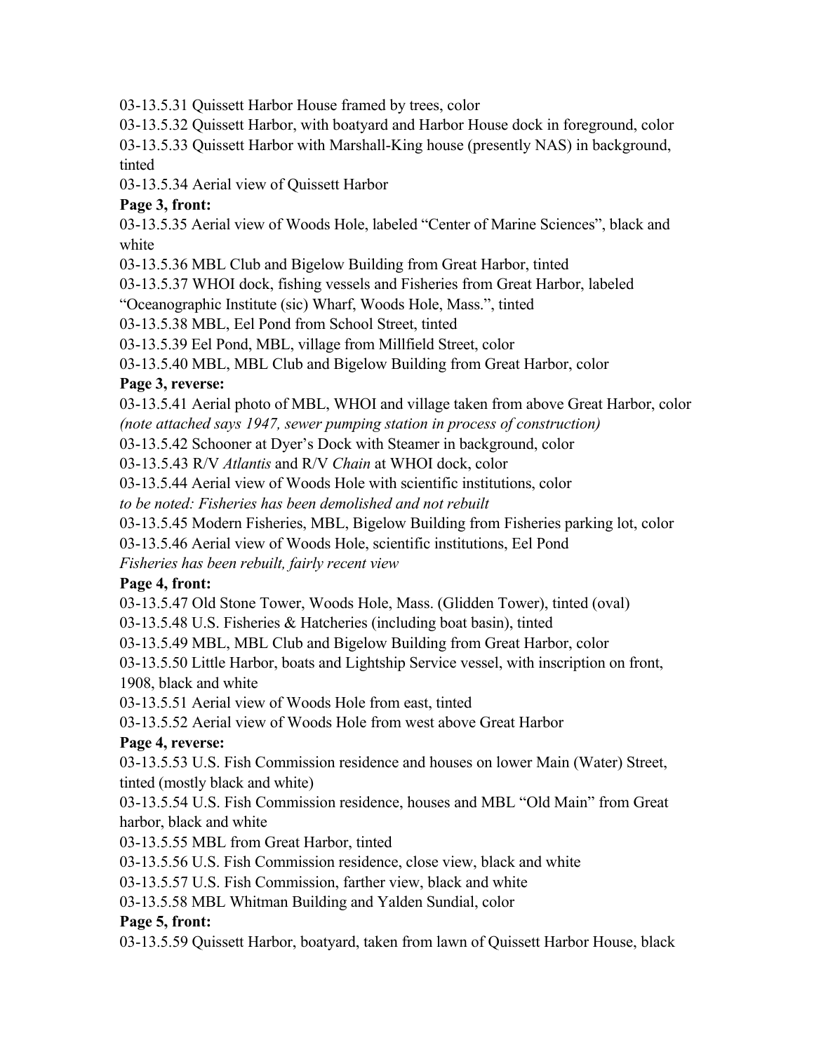03-13.5.31 Quissett Harbor House framed by trees, color

03-13.5.32 Quissett Harbor, with boatyard and Harbor House dock in foreground, color

03-13.5.33 Quissett Harbor with Marshall-King house (presently NAS) in background, tinted

03-13.5.34 Aerial view of Quissett Harbor

**Page 3, front:**

03-13.5.35 Aerial view of Woods Hole, labeled "Center of Marine Sciences", black and white

03-13.5.36 MBL Club and Bigelow Building from Great Harbor, tinted

03-13.5.37 WHOI dock, fishing vessels and Fisheries from Great Harbor, labeled "Oceanographic Institute (sic) Wharf, Woods Hole, Mass.", tinted

03-13.5.38 MBL, Eel Pond from School Street, tinted

03-13.5.39 Eel Pond, MBL, village from Millfield Street, color

03-13.5.40 MBL, MBL Club and Bigelow Building from Great Harbor, color

**Page 3, reverse:**

03-13.5.41 Aerial photo of MBL, WHOI and village taken from above Great Harbor, color
*(note attached says 1947, sewer pumping station in process of construction)*

03-13.5.42 Schooner at Dyer's Dock with Steamer in background, color

03-13.5.43 R/V *Atlantis* and R/V *Chain* at WHOI dock, color

03-13.5.44 Aerial view of Woods Hole with scientific institutions, color
*to be noted: Fisheries has been demolished and not rebuilt*

03-13.5.45 Modern Fisheries, MBL, Bigelow Building from Fisheries parking lot, color

03-13.5.46 Aerial view of Woods Hole, scientific institutions, Eel Pond
*Fisheries has been rebuilt, fairly recent view*

**Page 4, front:**

03-13.5.47 Old Stone Tower, Woods Hole, Mass. (Glidden Tower), tinted (oval)

03-13.5.48 U.S. Fisheries & Hatcheries (including boat basin), tinted

03-13.5.49 MBL, MBL Club and Bigelow Building from Great Harbor, color

03-13.5.50 Little Harbor, boats and Lightship Service vessel, with inscription on front, 1908, black and white

03-13.5.51 Aerial view of Woods Hole from east, tinted

03-13.5.52 Aerial view of Woods Hole from west above Great Harbor

**Page 4, reverse:**

03-13.5.53 U.S. Fish Commission residence and houses on lower Main (Water) Street, tinted (mostly black and white)

03-13.5.54 U.S. Fish Commission residence, houses and MBL "Old Main" from Great harbor, black and white

03-13.5.55 MBL from Great Harbor, tinted

03-13.5.56 U.S. Fish Commission residence, close view, black and white

03-13.5.57 U.S. Fish Commission, farther view, black and white

03-13.5.58 MBL Whitman Building and Yalden Sundial, color

**Page 5, front:**

03-13.5.59 Quissett Harbor, boatyard, taken from lawn of Quissett Harbor House, black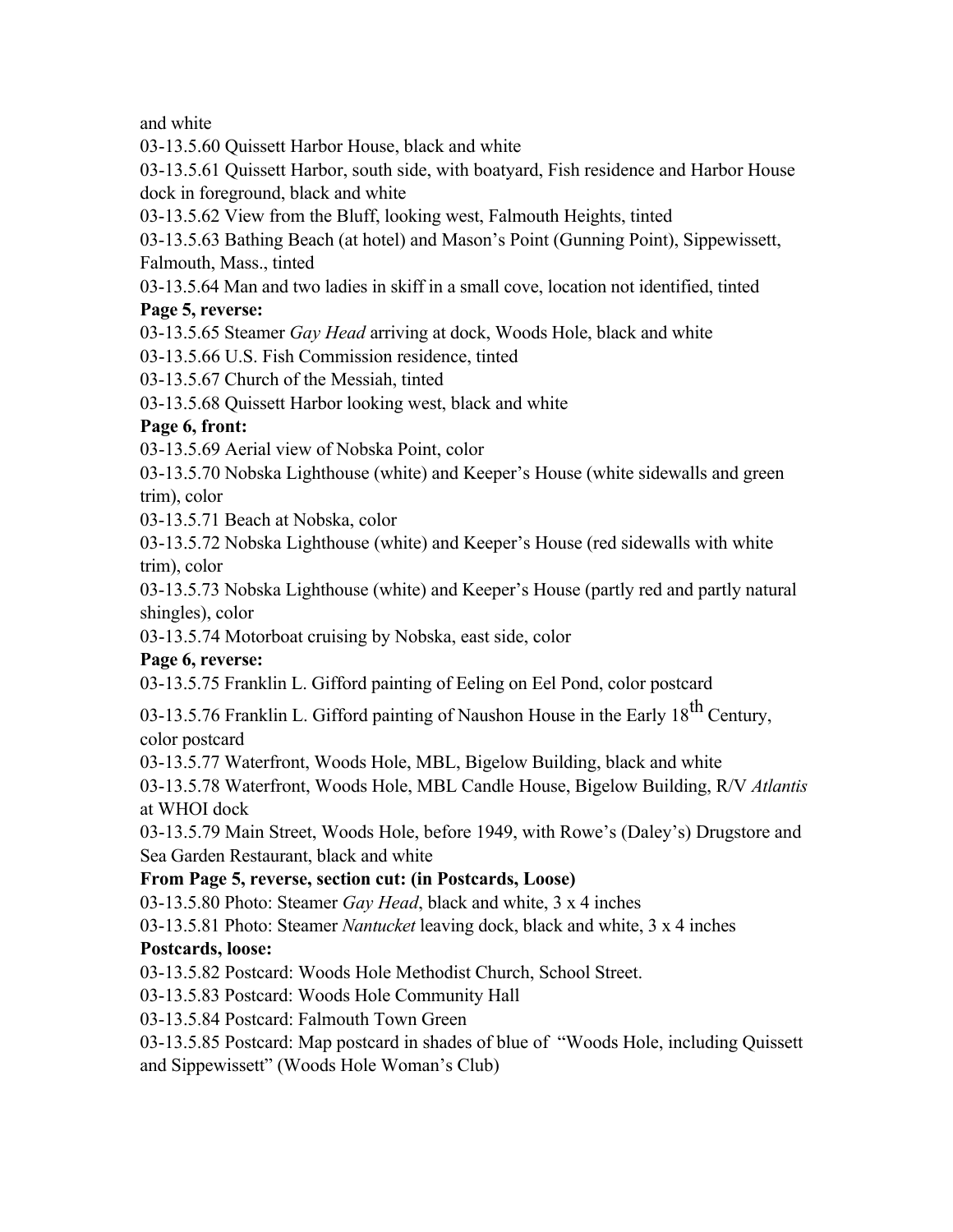and white

03-13.5.60 Quissett Harbor House, black and white

03-13.5.61 Quissett Harbor, south side, with boatyard, Fish residence and Harbor House dock in foreground, black and white

03-13.5.62 View from the Bluff, looking west, Falmouth Heights, tinted

03-13.5.63 Bathing Beach (at hotel) and Mason's Point (Gunning Point), Sippewissett, Falmouth, Mass., tinted

03-13.5.64 Man and two ladies in skiff in a small cove, location not identified, tinted

**Page 5, reverse:**

03-13.5.65 Steamer *Gay Head* arriving at dock, Woods Hole, black and white

03-13.5.66 U.S. Fish Commission residence, tinted

03-13.5.67 Church of the Messiah, tinted

03-13.5.68 Quissett Harbor looking west, black and white

**Page 6, front:**

03-13.5.69 Aerial view of Nobska Point, color

03-13.5.70 Nobska Lighthouse (white) and Keeper's House (white sidewalls and green trim), color

03-13.5.71 Beach at Nobska, color

03-13.5.72 Nobska Lighthouse (white) and Keeper's House (red sidewalls with white trim), color

03-13.5.73 Nobska Lighthouse (white) and Keeper's House (partly red and partly natural shingles), color

03-13.5.74 Motorboat cruising by Nobska, east side, color

**Page 6, reverse:**

03-13.5.75 Franklin L. Gifford painting of Eeling on Eel Pond, color postcard

03-13.5.76 Franklin L. Gifford painting of Naushon House in the Early 18th Century, color postcard

03-13.5.77 Waterfront, Woods Hole, MBL, Bigelow Building, black and white

03-13.5.78 Waterfront, Woods Hole, MBL Candle House, Bigelow Building, R/V *Atlantis* at WHOI dock

03-13.5.79 Main Street, Woods Hole, before 1949, with Rowe's (Daley's) Drugstore and Sea Garden Restaurant, black and white

**From Page 5, reverse, section cut: (in Postcards, Loose)**

03-13.5.80 Photo: Steamer *Gay Head*, black and white, 3 x 4 inches

03-13.5.81 Photo: Steamer *Nantucket* leaving dock, black and white, 3 x 4 inches

**Postcards, loose:**

03-13.5.82 Postcard: Woods Hole Methodist Church, School Street.

03-13.5.83 Postcard: Woods Hole Community Hall

03-13.5.84 Postcard: Falmouth Town Green

03-13.5.85 Postcard: Map postcard in shades of blue of "Woods Hole, including Quissett and Sippewissett" (Woods Hole Woman's Club)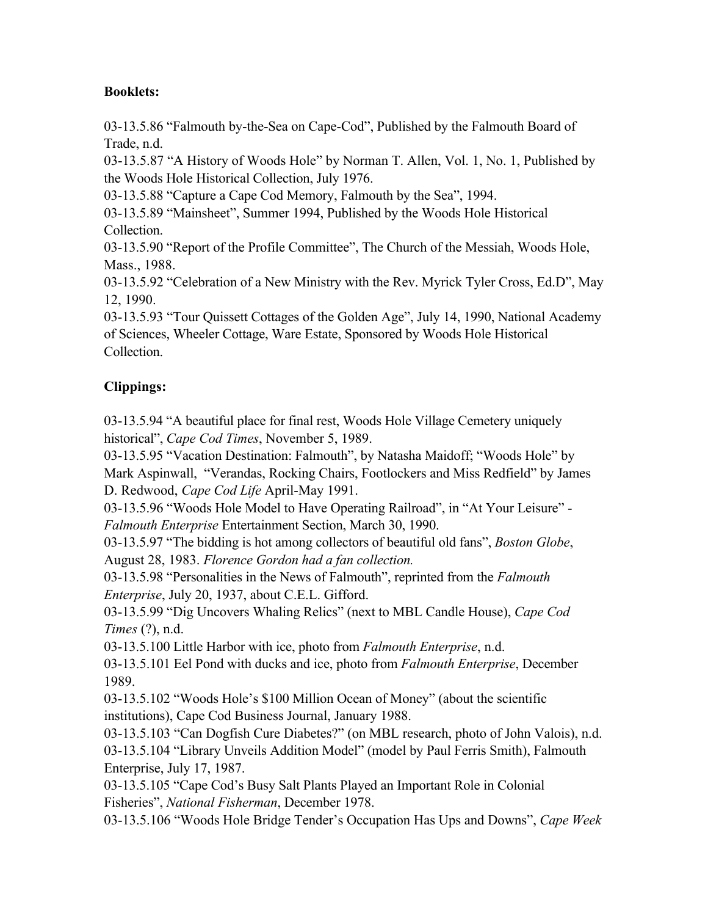**Booklets:**

03-13.5.86 "Falmouth by-the-Sea on Cape-Cod", Published by the Falmouth Board of Trade, n.d.

03-13.5.87 "A History of Woods Hole" by Norman T. Allen, Vol. 1, No. 1, Published by the Woods Hole Historical Collection, July 1976.

03-13.5.88 "Capture a Cape Cod Memory, Falmouth by the Sea", 1994.

03-13.5.89 "Mainsheet", Summer 1994, Published by the Woods Hole Historical Collection.

03-13.5.90 "Report of the Profile Committee", The Church of the Messiah, Woods Hole, Mass., 1988.

03-13.5.92 "Celebration of a New Ministry with the Rev. Myrick Tyler Cross, Ed.D", May 12, 1990.

03-13.5.93 "Tour Quissett Cottages of the Golden Age", July 14, 1990, National Academy of Sciences, Wheeler Cottage, Ware Estate, Sponsored by Woods Hole Historical Collection.

**Clippings:**

03-13.5.94 "A beautiful place for final rest, Woods Hole Village Cemetery uniquely historical", *Cape Cod Times*, November 5, 1989.

03-13.5.95 "Vacation Destination: Falmouth", by Natasha Maidoff; "Woods Hole" by Mark Aspinwall, "Verandas, Rocking Chairs, Footlockers and Miss Redfield" by James D. Redwood, *Cape Cod Life* April-May 1991.

03-13.5.96 "Woods Hole Model to Have Operating Railroad", in "At Your Leisure" - *Falmouth Enterprise* Entertainment Section, March 30, 1990.

03-13.5.97 "The bidding is hot among collectors of beautiful old fans", *Boston Globe*, August 28, 1983. *Florence Gordon had a fan collection.*

03-13.5.98 "Personalities in the News of Falmouth", reprinted from the *Falmouth Enterprise*, July 20, 1937, about C.E.L. Gifford.

03-13.5.99 "Dig Uncovers Whaling Relics" (next to MBL Candle House), *Cape Cod Times* (?), n.d.

03-13.5.100 Little Harbor with ice, photo from *Falmouth Enterprise*, n.d.

03-13.5.101 Eel Pond with ducks and ice, photo from *Falmouth Enterprise*, December 1989.

03-13.5.102 "Woods Hole's $100 Million Ocean of Money" (about the scientific institutions), Cape Cod Business Journal, January 1988.

03-13.5.103 "Can Dogfish Cure Diabetes?" (on MBL research, photo of John Valois), n.d.

03-13.5.104 "Library Unveils Addition Model" (model by Paul Ferris Smith), Falmouth Enterprise, July 17, 1987.

03-13.5.105 "Cape Cod's Busy Salt Plants Played an Important Role in Colonial Fisheries", *National Fisherman*, December 1978.

03-13.5.106 "Woods Hole Bridge Tender's Occupation Has Ups and Downs", *Cape Week*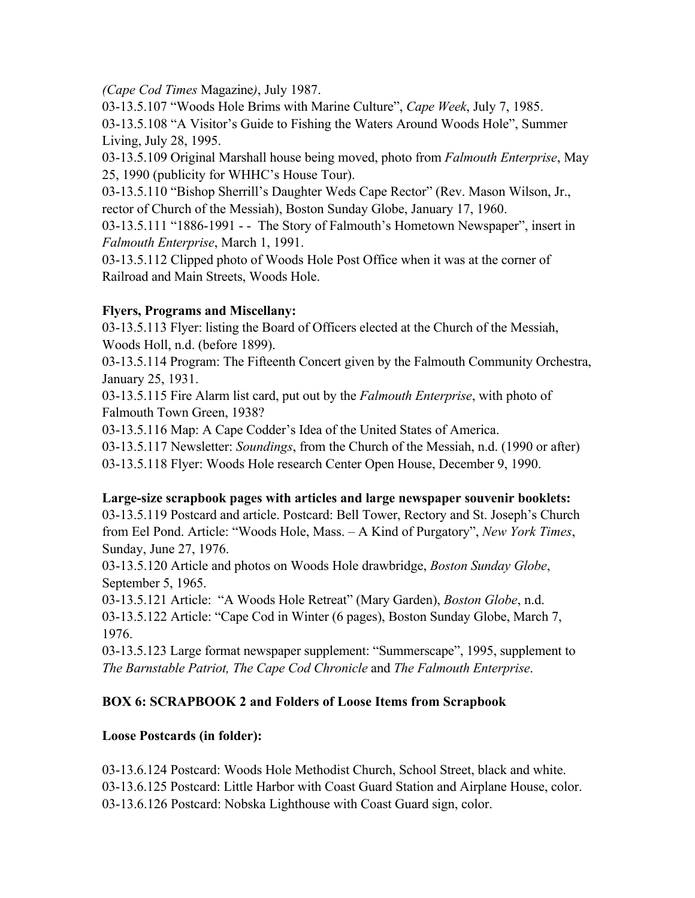*(Cape Cod Times* Magazine*)*, July 1987.

03-13.5.107 "Woods Hole Brims with Marine Culture", *Cape Week*, July 7, 1985.

03-13.5.108 "A Visitor's Guide to Fishing the Waters Around Woods Hole", Summer Living, July 28, 1995.

03-13.5.109 Original Marshall house being moved, photo from *Falmouth Enterprise*, May 25, 1990 (publicity for WHHC's House Tour).

03-13.5.110 "Bishop Sherrill's Daughter Weds Cape Rector" (Rev. Mason Wilson, Jr., rector of Church of the Messiah), Boston Sunday Globe, January 17, 1960.

03-13.5.111 "1886-1991 - - The Story of Falmouth's Hometown Newspaper", insert in *Falmouth Enterprise*, March 1, 1991.

03-13.5.112 Clipped photo of Woods Hole Post Office when it was at the corner of Railroad and Main Streets, Woods Hole.

**Flyers, Programs and Miscellany:**

03-13.5.113 Flyer: listing the Board of Officers elected at the Church of the Messiah, Woods Holl, n.d. (before 1899).

03-13.5.114 Program: The Fifteenth Concert given by the Falmouth Community Orchestra, January 25, 1931.

03-13.5.115 Fire Alarm list card, put out by the *Falmouth Enterprise*, with photo of Falmouth Town Green, 1938?

03-13.5.116 Map: A Cape Codder's Idea of the United States of America.

03-13.5.117 Newsletter: *Soundings*, from the Church of the Messiah, n.d. (1990 or after)

03-13.5.118 Flyer: Woods Hole research Center Open House, December 9, 1990.

**Large-size scrapbook pages with articles and large newspaper souvenir booklets:**

03-13.5.119 Postcard and article. Postcard: Bell Tower, Rectory and St. Joseph's Church from Eel Pond. Article: "Woods Hole, Mass. – A Kind of Purgatory", *New York Times*, Sunday, June 27, 1976.

03-13.5.120 Article and photos on Woods Hole drawbridge, *Boston Sunday Globe*, September 5, 1965.

03-13.5.121 Article: "A Woods Hole Retreat" (Mary Garden), *Boston Globe*, n.d.

03-13.5.122 Article: "Cape Cod in Winter (6 pages), Boston Sunday Globe, March 7, 1976.

03-13.5.123 Large format newspaper supplement: "Summerscape", 1995, supplement to *The Barnstable Patriot, The Cape Cod Chronicle* and *The Falmouth Enterprise*.

**BOX 6: SCRAPBOOK 2 and Folders of Loose Items from Scrapbook**

**Loose Postcards (in folder):**

03-13.6.124 Postcard: Woods Hole Methodist Church, School Street, black and white.

03-13.6.125 Postcard: Little Harbor with Coast Guard Station and Airplane House, color.

03-13.6.126 Postcard: Nobska Lighthouse with Coast Guard sign, color.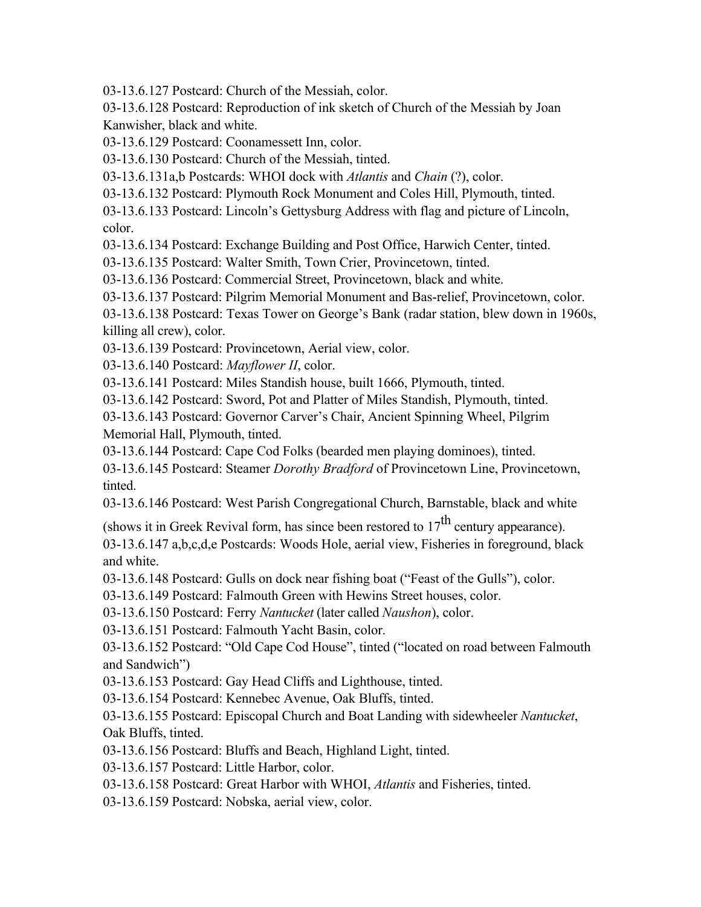03-13.6.127 Postcard: Church of the Messiah, color.

03-13.6.128 Postcard: Reproduction of ink sketch of Church of the Messiah by Joan Kanwisher, black and white.

03-13.6.129 Postcard: Coonamessett Inn, color.

03-13.6.130 Postcard: Church of the Messiah, tinted.

03-13.6.131a,b Postcards: WHOI dock with *Atlantis* and *Chain* (?), color.

03-13.6.132 Postcard: Plymouth Rock Monument and Coles Hill, Plymouth, tinted.

03-13.6.133 Postcard: Lincoln's Gettysburg Address with flag and picture of Lincoln, color.

03-13.6.134 Postcard: Exchange Building and Post Office, Harwich Center, tinted.

03-13.6.135 Postcard: Walter Smith, Town Crier, Provincetown, tinted.

03-13.6.136 Postcard: Commercial Street, Provincetown, black and white.

03-13.6.137 Postcard: Pilgrim Memorial Monument and Bas-relief, Provincetown, color.

03-13.6.138 Postcard: Texas Tower on George's Bank (radar station, blew down in 1960s, killing all crew), color.

03-13.6.139 Postcard: Provincetown, Aerial view, color.

03-13.6.140 Postcard: *Mayflower II*, color.

03-13.6.141 Postcard: Miles Standish house, built 1666, Plymouth, tinted.

03-13.6.142 Postcard: Sword, Pot and Platter of Miles Standish, Plymouth, tinted.

03-13.6.143 Postcard: Governor Carver's Chair, Ancient Spinning Wheel, Pilgrim Memorial Hall, Plymouth, tinted.

03-13.6.144 Postcard: Cape Cod Folks (bearded men playing dominoes), tinted.

03-13.6.145 Postcard: Steamer *Dorothy Bradford* of Provincetown Line, Provincetown, tinted.

03-13.6.146 Postcard: West Parish Congregational Church, Barnstable, black and white (shows it in Greek Revival form, has since been restored to 17th century appearance).

03-13.6.147 a,b,c,d,e Postcards: Woods Hole, aerial view, Fisheries in foreground, black and white.

03-13.6.148 Postcard: Gulls on dock near fishing boat ("Feast of the Gulls"), color.

03-13.6.149 Postcard: Falmouth Green with Hewins Street houses, color.

03-13.6.150 Postcard: Ferry *Nantucket* (later called *Naushon*), color.

03-13.6.151 Postcard: Falmouth Yacht Basin, color.

03-13.6.152 Postcard: "Old Cape Cod House", tinted ("located on road between Falmouth and Sandwich")

03-13.6.153 Postcard: Gay Head Cliffs and Lighthouse, tinted.

03-13.6.154 Postcard: Kennebec Avenue, Oak Bluffs, tinted.

03-13.6.155 Postcard: Episcopal Church and Boat Landing with sidewheeler *Nantucket*, Oak Bluffs, tinted.

03-13.6.156 Postcard: Bluffs and Beach, Highland Light, tinted.

03-13.6.157 Postcard: Little Harbor, color.

03-13.6.158 Postcard: Great Harbor with WHOI, *Atlantis* and Fisheries, tinted.

03-13.6.159 Postcard: Nobska, aerial view, color.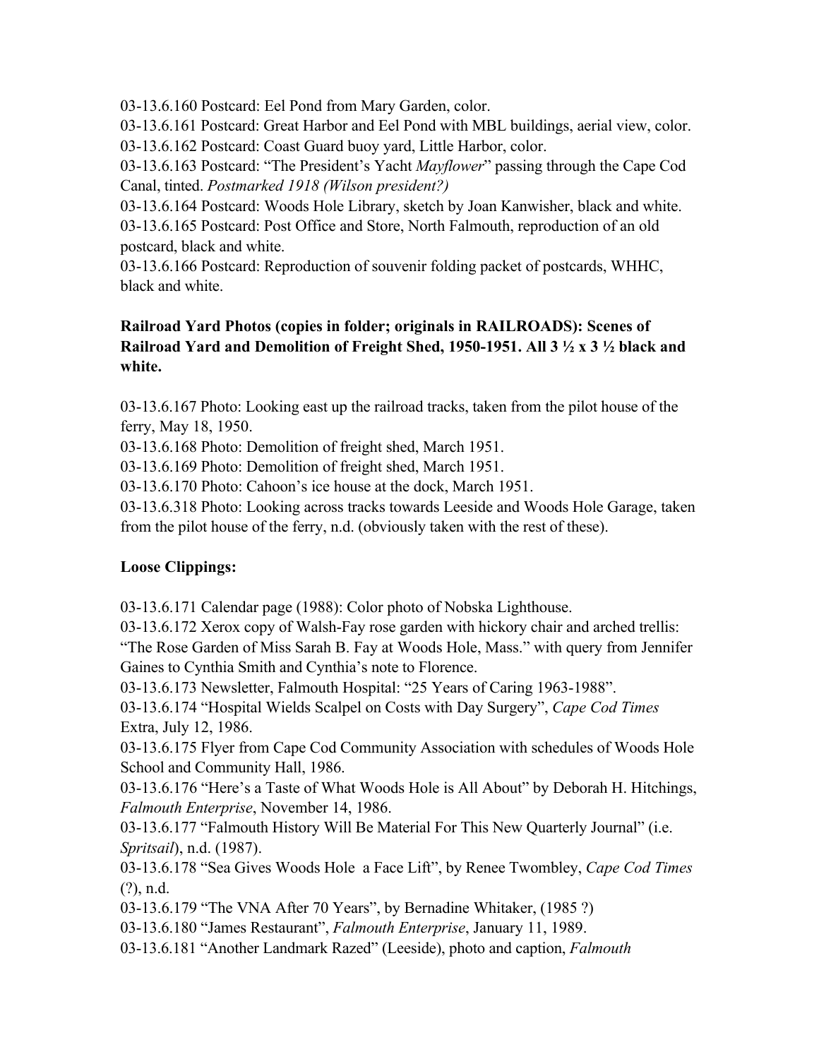03-13.6.160 Postcard: Eel Pond from Mary Garden, color.
03-13.6.161 Postcard: Great Harbor and Eel Pond with MBL buildings, aerial view, color.
03-13.6.162 Postcard: Coast Guard buoy yard, Little Harbor, color.
03-13.6.163 Postcard: "The President's Yacht *Mayflower*" passing through the Cape Cod Canal, tinted. *Postmarked 1918 (Wilson president?)*
03-13.6.164 Postcard: Woods Hole Library, sketch by Joan Kanwisher, black and white.
03-13.6.165 Postcard: Post Office and Store, North Falmouth, reproduction of an old postcard, black and white.
03-13.6.166 Postcard: Reproduction of souvenir folding packet of postcards, WHHC, black and white.

**Railroad Yard Photos (copies in folder; originals in RAILROADS): Scenes of Railroad Yard and Demolition of Freight Shed, 1950-1951. All 3 ½ x 3 ½ black and white.**

03-13.6.167 Photo: Looking east up the railroad tracks, taken from the pilot house of the ferry, May 18, 1950.
03-13.6.168 Photo: Demolition of freight shed, March 1951.
03-13.6.169 Photo: Demolition of freight shed, March 1951.
03-13.6.170 Photo: Cahoon's ice house at the dock, March 1951.
03-13.6.318 Photo: Looking across tracks towards Leeside and Woods Hole Garage, taken from the pilot house of the ferry, n.d. (obviously taken with the rest of these).

**Loose Clippings:**

03-13.6.171 Calendar page (1988): Color photo of Nobska Lighthouse.
03-13.6.172 Xerox copy of Walsh-Fay rose garden with hickory chair and arched trellis: "The Rose Garden of Miss Sarah B. Fay at Woods Hole, Mass." with query from Jennifer Gaines to Cynthia Smith and Cynthia's note to Florence.
03-13.6.173 Newsletter, Falmouth Hospital: "25 Years of Caring 1963-1988".
03-13.6.174 "Hospital Wields Scalpel on Costs with Day Surgery", *Cape Cod Times* Extra, July 12, 1986.
03-13.6.175 Flyer from Cape Cod Community Association with schedules of Woods Hole School and Community Hall, 1986.
03-13.6.176 "Here's a Taste of What Woods Hole is All About" by Deborah H. Hitchings, *Falmouth Enterprise*, November 14, 1986.
03-13.6.177 "Falmouth History Will Be Material For This New Quarterly Journal" (i.e. *Spritsail*), n.d. (1987).
03-13.6.178 "Sea Gives Woods Hole a Face Lift", by Renee Twombley, *Cape Cod Times* (?), n.d.
03-13.6.179 "The VNA After 70 Years", by Bernadine Whitaker, (1985 ?)
03-13.6.180 "James Restaurant", *Falmouth Enterprise*, January 11, 1989.
03-13.6.181 "Another Landmark Razed" (Leeside), photo and caption, *Falmouth*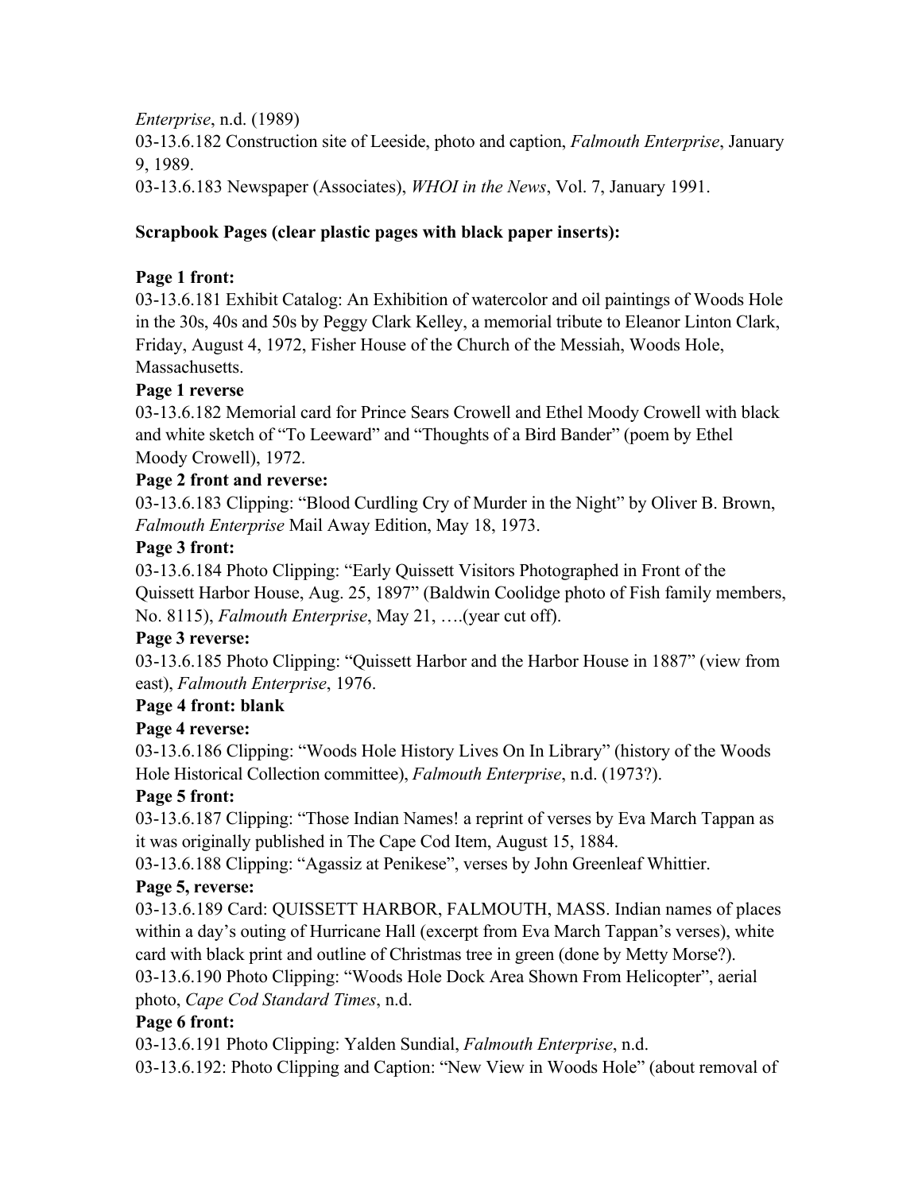*Enterprise*, n.d. (1989)

03-13.6.182 Construction site of Leeside, photo and caption, *Falmouth Enterprise*, January 9, 1989.

03-13.6.183 Newspaper (Associates), *WHOI in the News*, Vol. 7, January 1991.

**Scrapbook Pages (clear plastic pages with black paper inserts):**

**Page 1 front:**

03-13.6.181 Exhibit Catalog: An Exhibition of watercolor and oil paintings of Woods Hole in the 30s, 40s and 50s by Peggy Clark Kelley, a memorial tribute to Eleanor Linton Clark, Friday, August 4, 1972, Fisher House of the Church of the Messiah, Woods Hole, Massachusetts.

**Page 1 reverse**

03-13.6.182 Memorial card for Prince Sears Crowell and Ethel Moody Crowell with black and white sketch of "To Leeward" and "Thoughts of a Bird Bander" (poem by Ethel Moody Crowell), 1972.

**Page 2 front and reverse:**

03-13.6.183 Clipping: "Blood Curdling Cry of Murder in the Night" by Oliver B. Brown, *Falmouth Enterprise* Mail Away Edition, May 18, 1973.

**Page 3 front:**

03-13.6.184 Photo Clipping: "Early Quissett Visitors Photographed in Front of the Quissett Harbor House, Aug. 25, 1897" (Baldwin Coolidge photo of Fish family members, No. 8115), *Falmouth Enterprise*, May 21, ….(year cut off).

**Page 3 reverse:**

03-13.6.185 Photo Clipping: "Quissett Harbor and the Harbor House in 1887" (view from east), *Falmouth Enterprise*, 1976.

**Page 4 front: blank**

**Page 4 reverse:**

03-13.6.186 Clipping: "Woods Hole History Lives On In Library" (history of the Woods Hole Historical Collection committee), *Falmouth Enterprise*, n.d. (1973?).

**Page 5 front:**

03-13.6.187 Clipping: "Those Indian Names! a reprint of verses by Eva March Tappan as it was originally published in The Cape Cod Item, August 15, 1884.

03-13.6.188 Clipping: "Agassiz at Penikese", verses by John Greenleaf Whittier.

**Page 5, reverse:**

03-13.6.189 Card: QUISSETT HARBOR, FALMOUTH, MASS. Indian names of places within a day's outing of Hurricane Hall (excerpt from Eva March Tappan's verses), white card with black print and outline of Christmas tree in green (done by Metty Morse?).

03-13.6.190 Photo Clipping: "Woods Hole Dock Area Shown From Helicopter", aerial photo, *Cape Cod Standard Times*, n.d.

**Page 6 front:**

03-13.6.191 Photo Clipping: Yalden Sundial, *Falmouth Enterprise*, n.d.

03-13.6.192: Photo Clipping and Caption: "New View in Woods Hole" (about removal of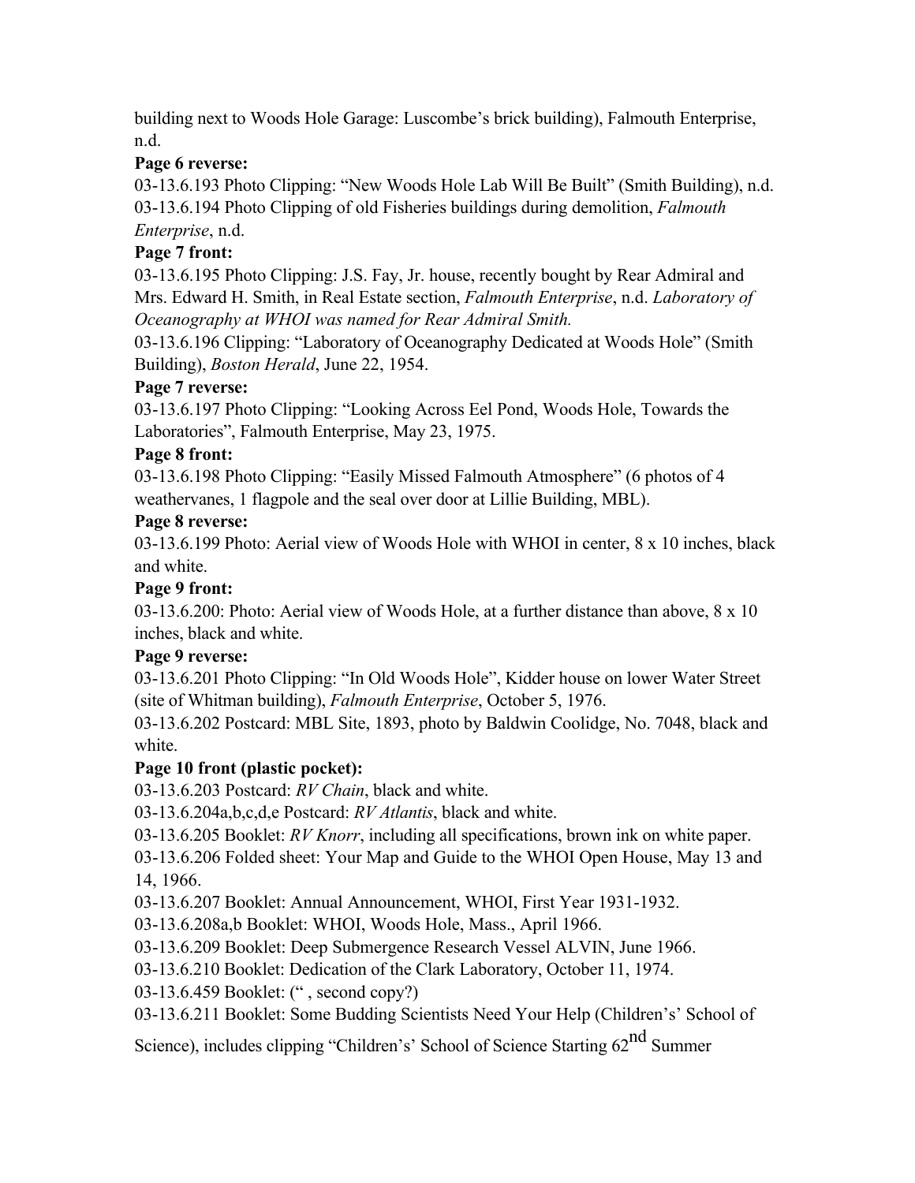building next to Woods Hole Garage: Luscombe's brick building), Falmouth Enterprise, n.d.

**Page 6 reverse:**

03-13.6.193 Photo Clipping: "New Woods Hole Lab Will Be Built" (Smith Building), n.d.
03-13.6.194 Photo Clipping of old Fisheries buildings during demolition, *Falmouth Enterprise*, n.d.

**Page 7 front:**

03-13.6.195 Photo Clipping: J.S. Fay, Jr. house, recently bought by Rear Admiral and Mrs. Edward H. Smith, in Real Estate section, *Falmouth Enterprise*, n.d. *Laboratory of Oceanography at WHOI was named for Rear Admiral Smith.*
03-13.6.196 Clipping: "Laboratory of Oceanography Dedicated at Woods Hole" (Smith Building), *Boston Herald*, June 22, 1954.

**Page 7 reverse:**

03-13.6.197 Photo Clipping: "Looking Across Eel Pond, Woods Hole, Towards the Laboratories", Falmouth Enterprise, May 23, 1975.

**Page 8 front:**

03-13.6.198 Photo Clipping: "Easily Missed Falmouth Atmosphere" (6 photos of 4 weathervanes, 1 flagpole and the seal over door at Lillie Building, MBL).

**Page 8 reverse:**

03-13.6.199 Photo: Aerial view of Woods Hole with WHOI in center, 8 x 10 inches, black and white.

**Page 9 front:**

03-13.6.200: Photo: Aerial view of Woods Hole, at a further distance than above, 8 x 10 inches, black and white.

**Page 9 reverse:**

03-13.6.201 Photo Clipping: "In Old Woods Hole", Kidder house on lower Water Street (site of Whitman building), *Falmouth Enterprise*, October 5, 1976.
03-13.6.202 Postcard: MBL Site, 1893, photo by Baldwin Coolidge, No. 7048, black and white.

**Page 10 front (plastic pocket):**

03-13.6.203 Postcard: *RV Chain*, black and white.
03-13.6.204a,b,c,d,e Postcard: *RV Atlantis*, black and white.
03-13.6.205 Booklet: *RV Knorr*, including all specifications, brown ink on white paper.
03-13.6.206 Folded sheet: Your Map and Guide to the WHOI Open House, May 13 and 14, 1966.
03-13.6.207 Booklet: Annual Announcement, WHOI, First Year 1931-1932.
03-13.6.208a,b Booklet: WHOI, Woods Hole, Mass., April 1966.
03-13.6.209 Booklet: Deep Submergence Research Vessel ALVIN, June 1966.
03-13.6.210 Booklet: Dedication of the Clark Laboratory, October 11, 1974.
03-13.6.459 Booklet: (" , second copy?)
03-13.6.211 Booklet: Some Budding Scientists Need Your Help (Children's' School of Science), includes clipping "Children's' School of Science Starting 62nd Summer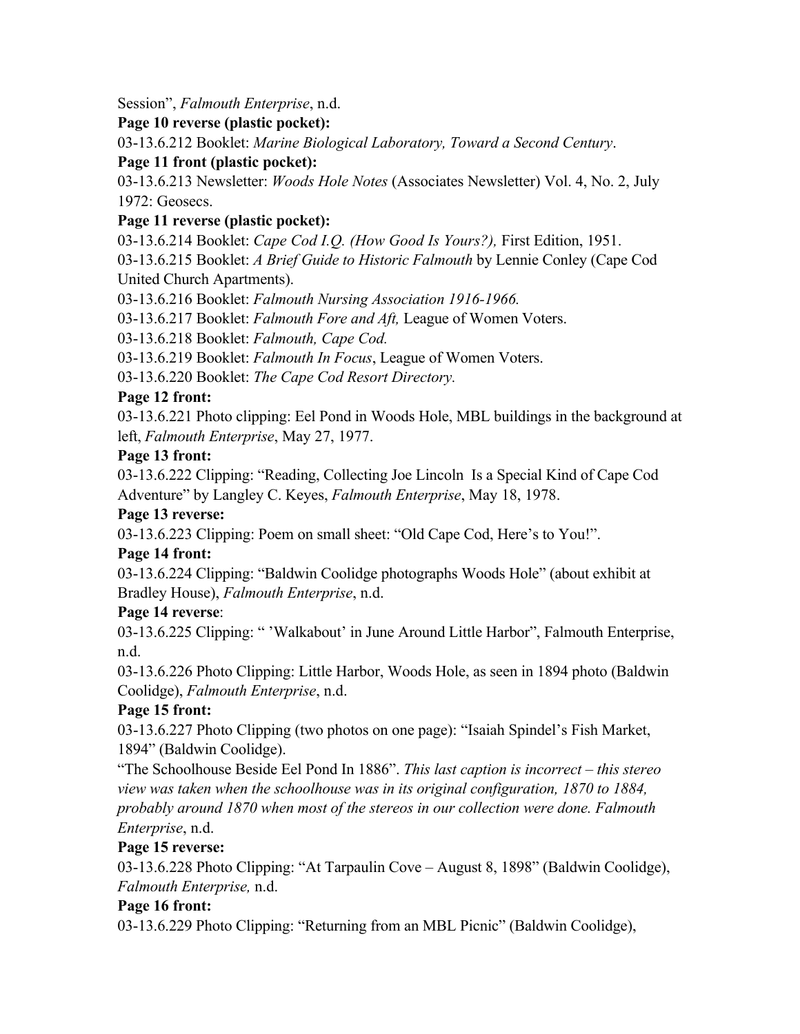Session", *Falmouth Enterprise*, n.d.

**Page 10 reverse (plastic pocket):**

03-13.6.212 Booklet: *Marine Biological Laboratory, Toward a Second Century*.

**Page 11 front (plastic pocket):**

03-13.6.213 Newsletter: *Woods Hole Notes* (Associates Newsletter) Vol. 4, No. 2, July 1972: Geosecs.

**Page 11 reverse (plastic pocket):**

03-13.6.214 Booklet: *Cape Cod I.Q. (How Good Is Yours?),* First Edition, 1951.

03-13.6.215 Booklet: *A Brief Guide to Historic Falmouth* by Lennie Conley (Cape Cod United Church Apartments).

03-13.6.216 Booklet: *Falmouth Nursing Association 1916-1966.*

03-13.6.217 Booklet: *Falmouth Fore and Aft,* League of Women Voters.

03-13.6.218 Booklet: *Falmouth, Cape Cod.*

03-13.6.219 Booklet: *Falmouth In Focus*, League of Women Voters.

03-13.6.220 Booklet: *The Cape Cod Resort Directory.*

**Page 12 front:**

03-13.6.221 Photo clipping: Eel Pond in Woods Hole, MBL buildings in the background at left, *Falmouth Enterprise*, May 27, 1977.

**Page 13 front:**

03-13.6.222 Clipping: "Reading, Collecting Joe Lincoln Is a Special Kind of Cape Cod Adventure" by Langley C. Keyes, *Falmouth Enterprise*, May 18, 1978.

**Page 13 reverse:**

03-13.6.223 Clipping: Poem on small sheet: "Old Cape Cod, Here's to You!".

**Page 14 front:**

03-13.6.224 Clipping: "Baldwin Coolidge photographs Woods Hole" (about exhibit at Bradley House), *Falmouth Enterprise*, n.d.

**Page 14 reverse**:

03-13.6.225 Clipping: " 'Walkabout' in June Around Little Harbor", Falmouth Enterprise, n.d.

03-13.6.226 Photo Clipping: Little Harbor, Woods Hole, as seen in 1894 photo (Baldwin Coolidge), *Falmouth Enterprise*, n.d.

**Page 15 front:**

03-13.6.227 Photo Clipping (two photos on one page): "Isaiah Spindel's Fish Market, 1894" (Baldwin Coolidge).

"The Schoolhouse Beside Eel Pond In 1886". *This last caption is incorrect – this stereo view was taken when the schoolhouse was in its original configuration, 1870 to 1884, probably around 1870 when most of the stereos in our collection were done. Falmouth Enterprise*, n.d.

**Page 15 reverse:**

03-13.6.228 Photo Clipping: "At Tarpaulin Cove – August 8, 1898" (Baldwin Coolidge), *Falmouth Enterprise,* n.d.

**Page 16 front:**

03-13.6.229 Photo Clipping: "Returning from an MBL Picnic" (Baldwin Coolidge),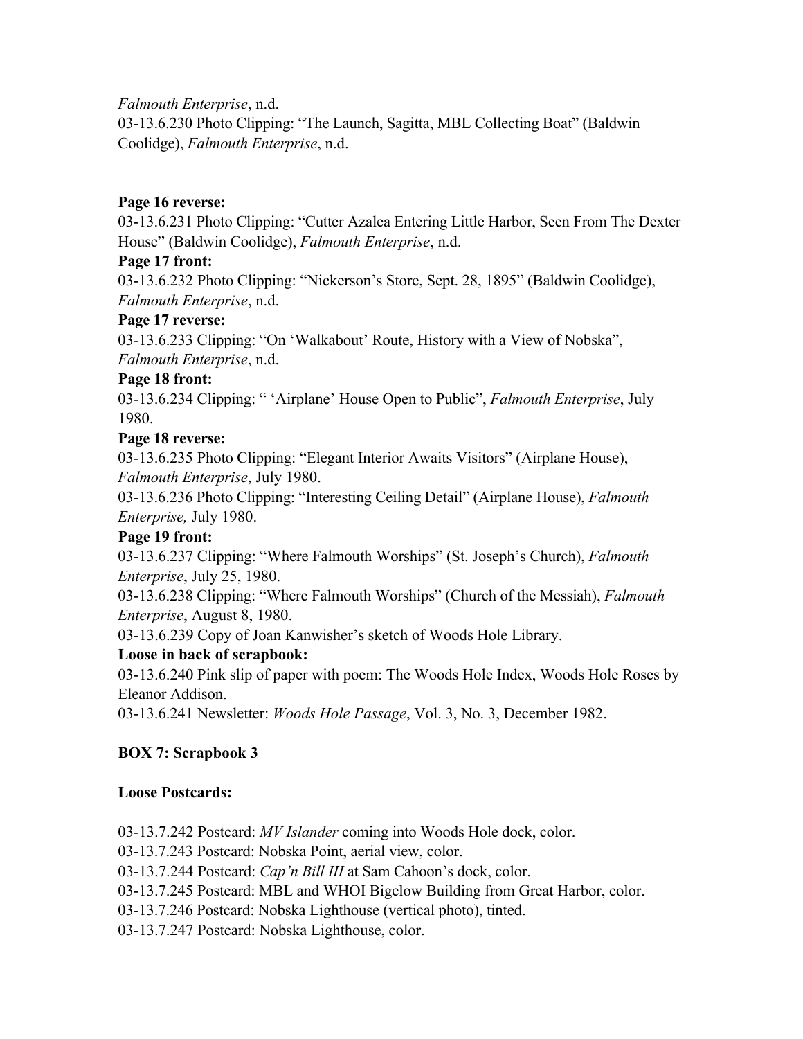*Falmouth Enterprise*, n.d.

03-13.6.230 Photo Clipping: "The Launch, Sagitta, MBL Collecting Boat" (Baldwin Coolidge), *Falmouth Enterprise*, n.d.

**Page 16 reverse:**

03-13.6.231 Photo Clipping: "Cutter Azalea Entering Little Harbor, Seen From The Dexter House" (Baldwin Coolidge), *Falmouth Enterprise*, n.d.

**Page 17 front:**

03-13.6.232 Photo Clipping: "Nickerson's Store, Sept. 28, 1895" (Baldwin Coolidge), *Falmouth Enterprise*, n.d.

**Page 17 reverse:**

03-13.6.233 Clipping: "On 'Walkabout' Route, History with a View of Nobska", *Falmouth Enterprise*, n.d.

**Page 18 front:**

03-13.6.234 Clipping: " 'Airplane' House Open to Public", *Falmouth Enterprise*, July 1980.

**Page 18 reverse:**

03-13.6.235 Photo Clipping: "Elegant Interior Awaits Visitors" (Airplane House), *Falmouth Enterprise*, July 1980.

03-13.6.236 Photo Clipping: "Interesting Ceiling Detail" (Airplane House), *Falmouth Enterprise,* July 1980.

**Page 19 front:**

03-13.6.237 Clipping: "Where Falmouth Worships" (St. Joseph's Church), *Falmouth Enterprise*, July 25, 1980.

03-13.6.238 Clipping: "Where Falmouth Worships" (Church of the Messiah), *Falmouth Enterprise*, August 8, 1980.

03-13.6.239 Copy of Joan Kanwisher's sketch of Woods Hole Library.

**Loose in back of scrapbook:**

03-13.6.240 Pink slip of paper with poem: The Woods Hole Index, Woods Hole Roses by Eleanor Addison.

03-13.6.241 Newsletter: *Woods Hole Passage*, Vol. 3, No. 3, December 1982.

**BOX 7: Scrapbook 3**

**Loose Postcards:**

03-13.7.242 Postcard: *MV Islander* coming into Woods Hole dock, color.

03-13.7.243 Postcard: Nobska Point, aerial view, color.

03-13.7.244 Postcard: *Cap'n Bill III* at Sam Cahoon's dock, color.

03-13.7.245 Postcard: MBL and WHOI Bigelow Building from Great Harbor, color.

03-13.7.246 Postcard: Nobska Lighthouse (vertical photo), tinted.

03-13.7.247 Postcard: Nobska Lighthouse, color.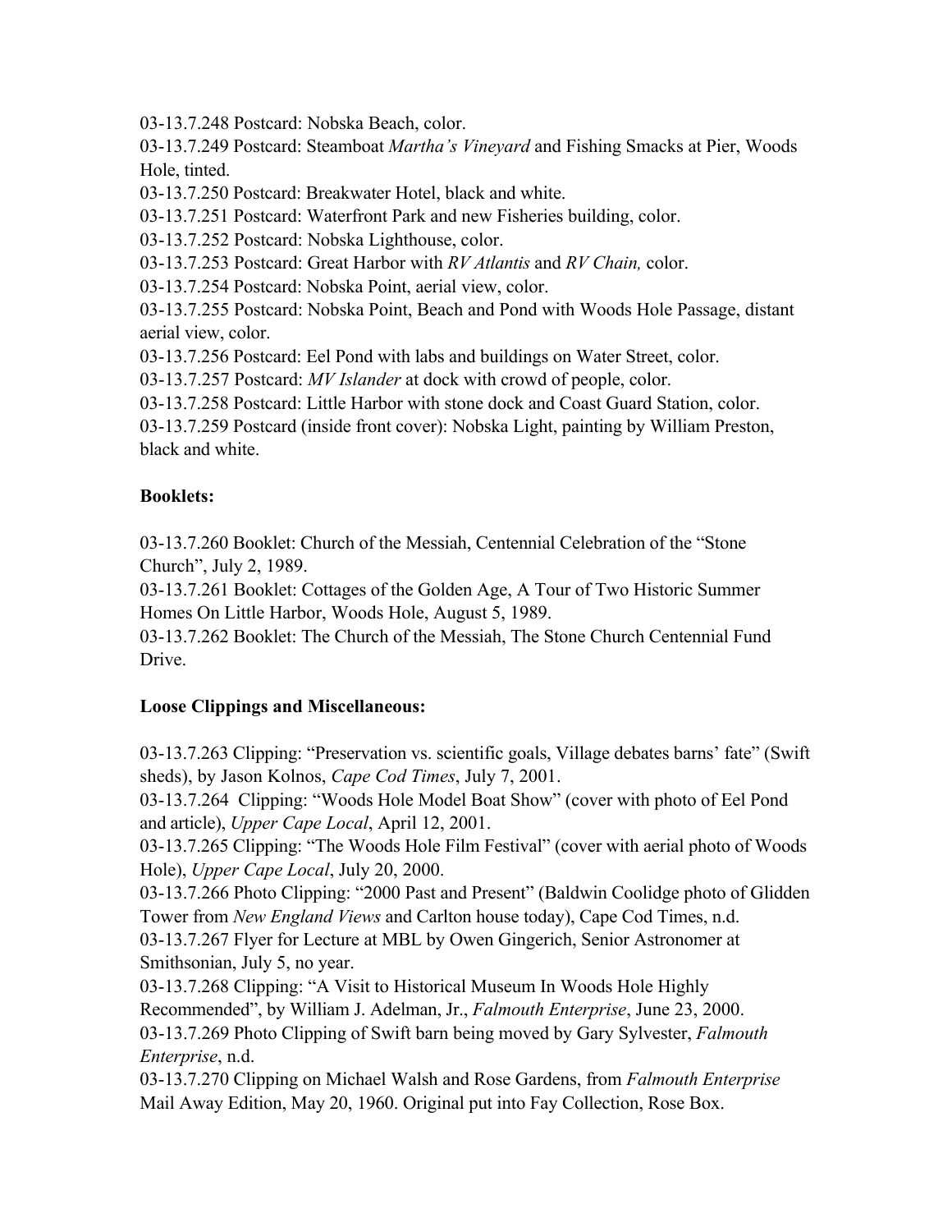03-13.7.248 Postcard: Nobska Beach, color.

03-13.7.249 Postcard: Steamboat *Martha's Vineyard* and Fishing Smacks at Pier, Woods Hole, tinted.

03-13.7.250 Postcard: Breakwater Hotel, black and white.

03-13.7.251 Postcard: Waterfront Park and new Fisheries building, color.

03-13.7.252 Postcard: Nobska Lighthouse, color.

03-13.7.253 Postcard: Great Harbor with *RV Atlantis* and *RV Chain,* color.

03-13.7.254 Postcard: Nobska Point, aerial view, color.

03-13.7.255 Postcard: Nobska Point, Beach and Pond with Woods Hole Passage, distant aerial view, color.

03-13.7.256 Postcard: Eel Pond with labs and buildings on Water Street, color.

03-13.7.257 Postcard: *MV Islander* at dock with crowd of people, color.

03-13.7.258 Postcard: Little Harbor with stone dock and Coast Guard Station, color.

03-13.7.259 Postcard (inside front cover): Nobska Light, painting by William Preston, black and white.

**Booklets:**

03-13.7.260 Booklet: Church of the Messiah, Centennial Celebration of the "Stone Church", July 2, 1989.

03-13.7.261 Booklet: Cottages of the Golden Age, A Tour of Two Historic Summer Homes On Little Harbor, Woods Hole, August 5, 1989.

03-13.7.262 Booklet: The Church of the Messiah, The Stone Church Centennial Fund Drive.

**Loose Clippings and Miscellaneous:**

03-13.7.263 Clipping: "Preservation vs. scientific goals, Village debates barns' fate" (Swift sheds), by Jason Kolnos, *Cape Cod Times*, July 7, 2001.

03-13.7.264 Clipping: "Woods Hole Model Boat Show" (cover with photo of Eel Pond and article), *Upper Cape Local*, April 12, 2001.

03-13.7.265 Clipping: "The Woods Hole Film Festival" (cover with aerial photo of Woods Hole), *Upper Cape Local*, July 20, 2000.

03-13.7.266 Photo Clipping: "2000 Past and Present" (Baldwin Coolidge photo of Glidden Tower from *New England Views* and Carlton house today), Cape Cod Times, n.d.

03-13.7.267 Flyer for Lecture at MBL by Owen Gingerich, Senior Astronomer at Smithsonian, July 5, no year.

03-13.7.268 Clipping: "A Visit to Historical Museum In Woods Hole Highly Recommended", by William J. Adelman, Jr., *Falmouth Enterprise*, June 23, 2000.

03-13.7.269 Photo Clipping of Swift barn being moved by Gary Sylvester, *Falmouth Enterprise*, n.d.

03-13.7.270 Clipping on Michael Walsh and Rose Gardens, from *Falmouth Enterprise* Mail Away Edition, May 20, 1960. Original put into Fay Collection, Rose Box.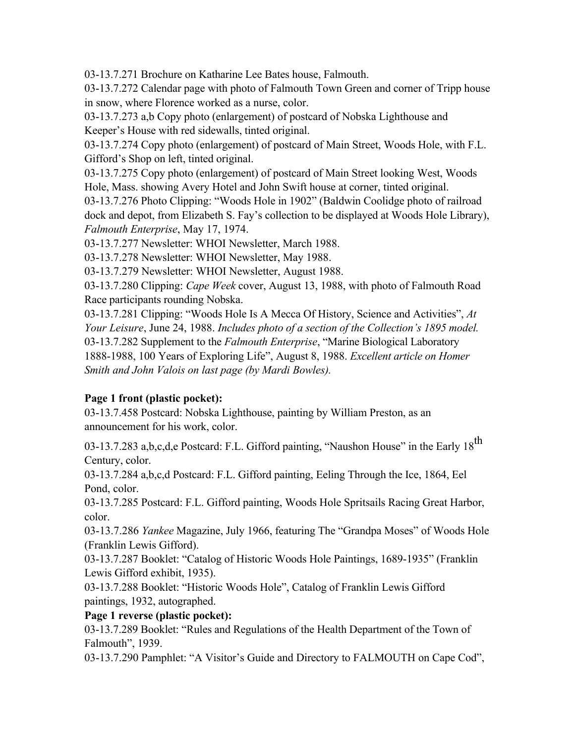03-13.7.271 Brochure on Katharine Lee Bates house, Falmouth.

03-13.7.272 Calendar page with photo of Falmouth Town Green and corner of Tripp house in snow, where Florence worked as a nurse, color.

03-13.7.273 a,b Copy photo (enlargement) of postcard of Nobska Lighthouse and Keeper's House with red sidewalls, tinted original.

03-13.7.274 Copy photo (enlargement) of postcard of Main Street, Woods Hole, with F.L. Gifford's Shop on left, tinted original.

03-13.7.275 Copy photo (enlargement) of postcard of Main Street looking West, Woods Hole, Mass. showing Avery Hotel and John Swift house at corner, tinted original.

03-13.7.276 Photo Clipping: "Woods Hole in 1902" (Baldwin Coolidge photo of railroad dock and depot, from Elizabeth S. Fay's collection to be displayed at Woods Hole Library), *Falmouth Enterprise*, May 17, 1974.

03-13.7.277 Newsletter: WHOI Newsletter, March 1988.

03-13.7.278 Newsletter: WHOI Newsletter, May 1988.

03-13.7.279 Newsletter: WHOI Newsletter, August 1988.

03-13.7.280 Clipping: *Cape Week* cover, August 13, 1988, with photo of Falmouth Road Race participants rounding Nobska.

03-13.7.281 Clipping: "Woods Hole Is A Mecca Of History, Science and Activities", *At Your Leisure*, June 24, 1988. *Includes photo of a section of the Collection's 1895 model.*

03-13.7.282 Supplement to the *Falmouth Enterprise*, "Marine Biological Laboratory 1888-1988, 100 Years of Exploring Life", August 8, 1988. *Excellent article on Homer Smith and John Valois on last page (by Mardi Bowles).*

**Page 1 front (plastic pocket):**

03-13.7.458 Postcard: Nobska Lighthouse, painting by William Preston, as an announcement for his work, color.

03-13.7.283 a,b,c,d,e Postcard: F.L. Gifford painting, "Naushon House" in the Early 18th Century, color.

03-13.7.284 a,b,c,d Postcard: F.L. Gifford painting, Eeling Through the Ice, 1864, Eel Pond, color.

03-13.7.285 Postcard: F.L. Gifford painting, Woods Hole Spritsails Racing Great Harbor, color.

03-13.7.286 *Yankee* Magazine, July 1966, featuring The "Grandpa Moses" of Woods Hole (Franklin Lewis Gifford).

03-13.7.287 Booklet: "Catalog of Historic Woods Hole Paintings, 1689-1935" (Franklin Lewis Gifford exhibit, 1935).

03-13.7.288 Booklet: "Historic Woods Hole", Catalog of Franklin Lewis Gifford paintings, 1932, autographed.

**Page 1 reverse (plastic pocket):**

03-13.7.289 Booklet: "Rules and Regulations of the Health Department of the Town of Falmouth", 1939.

03-13.7.290 Pamphlet: "A Visitor's Guide and Directory to FALMOUTH on Cape Cod",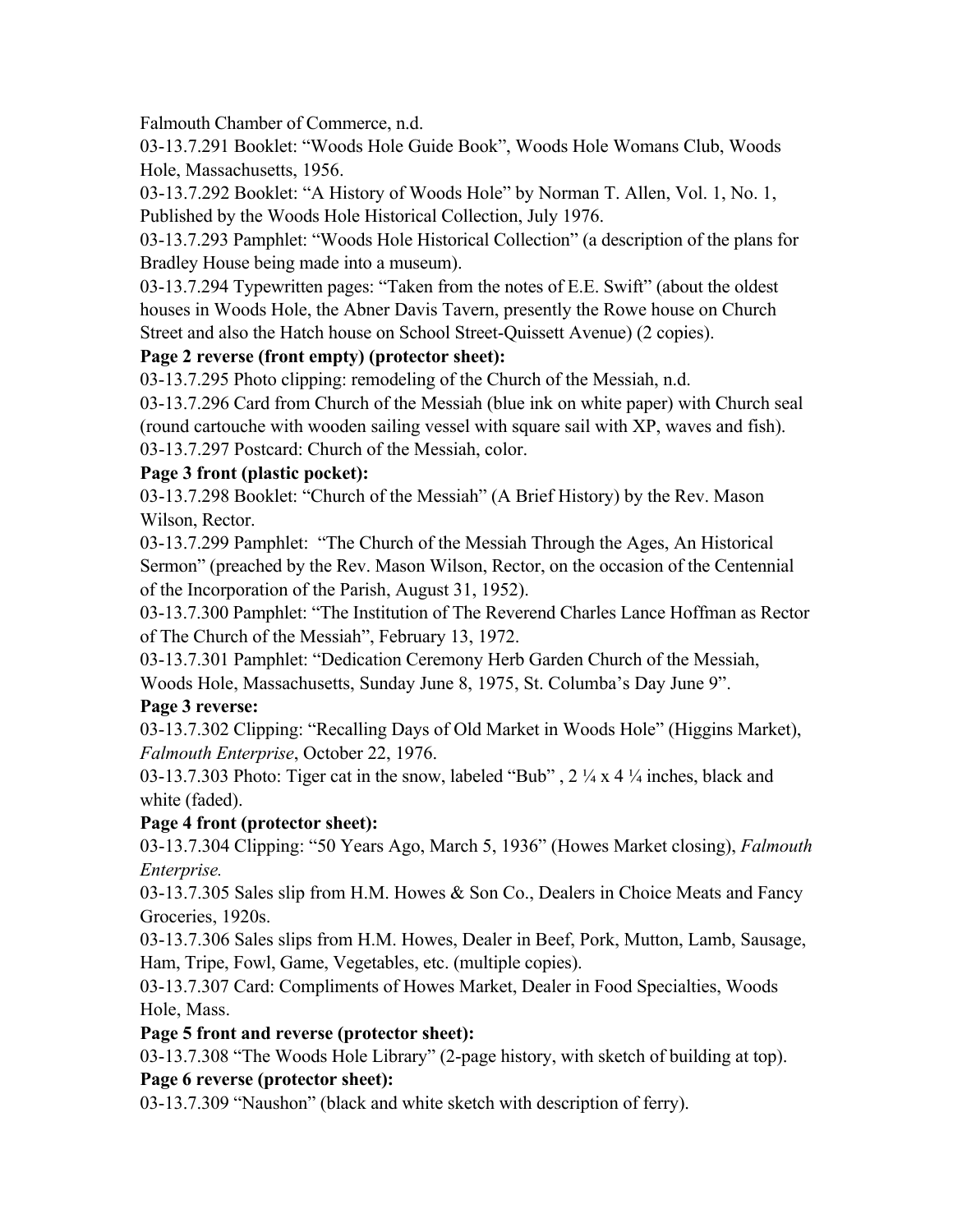Falmouth Chamber of Commerce, n.d.

03-13.7.291 Booklet: "Woods Hole Guide Book", Woods Hole Womans Club, Woods Hole, Massachusetts, 1956.

03-13.7.292 Booklet: "A History of Woods Hole" by Norman T. Allen, Vol. 1, No. 1, Published by the Woods Hole Historical Collection, July 1976.

03-13.7.293 Pamphlet: "Woods Hole Historical Collection" (a description of the plans for Bradley House being made into a museum).

03-13.7.294 Typewritten pages: "Taken from the notes of E.E. Swift" (about the oldest houses in Woods Hole, the Abner Davis Tavern, presently the Rowe house on Church Street and also the Hatch house on School Street-Quissett Avenue) (2 copies).

**Page 2 reverse (front empty) (protector sheet):**

03-13.7.295 Photo clipping: remodeling of the Church of the Messiah, n.d.

03-13.7.296 Card from Church of the Messiah (blue ink on white paper) with Church seal (round cartouche with wooden sailing vessel with square sail with XP, waves and fish).

03-13.7.297 Postcard: Church of the Messiah, color.

**Page 3 front (plastic pocket):**

03-13.7.298 Booklet: "Church of the Messiah" (A Brief History) by the Rev. Mason Wilson, Rector.

03-13.7.299 Pamphlet: "The Church of the Messiah Through the Ages, An Historical Sermon" (preached by the Rev. Mason Wilson, Rector, on the occasion of the Centennial of the Incorporation of the Parish, August 31, 1952).

03-13.7.300 Pamphlet: "The Institution of The Reverend Charles Lance Hoffman as Rector of The Church of the Messiah", February 13, 1972.

03-13.7.301 Pamphlet: "Dedication Ceremony Herb Garden Church of the Messiah, Woods Hole, Massachusetts, Sunday June 8, 1975, St. Columba's Day June 9".

**Page 3 reverse:**

03-13.7.302 Clipping: "Recalling Days of Old Market in Woods Hole" (Higgins Market), *Falmouth Enterprise*, October 22, 1976.

03-13.7.303 Photo: Tiger cat in the snow, labeled "Bub" , 2 ¼ x 4 ¼ inches, black and white (faded).

**Page 4 front (protector sheet):**

03-13.7.304 Clipping: "50 Years Ago, March 5, 1936" (Howes Market closing), *Falmouth Enterprise.*

03-13.7.305 Sales slip from H.M. Howes & Son Co., Dealers in Choice Meats and Fancy Groceries, 1920s.

03-13.7.306 Sales slips from H.M. Howes, Dealer in Beef, Pork, Mutton, Lamb, Sausage, Ham, Tripe, Fowl, Game, Vegetables, etc. (multiple copies).

03-13.7.307 Card: Compliments of Howes Market, Dealer in Food Specialties, Woods Hole, Mass.

**Page 5 front and reverse (protector sheet):**

03-13.7.308 "The Woods Hole Library" (2-page history, with sketch of building at top).

**Page 6 reverse (protector sheet):**

03-13.7.309 "Naushon" (black and white sketch with description of ferry).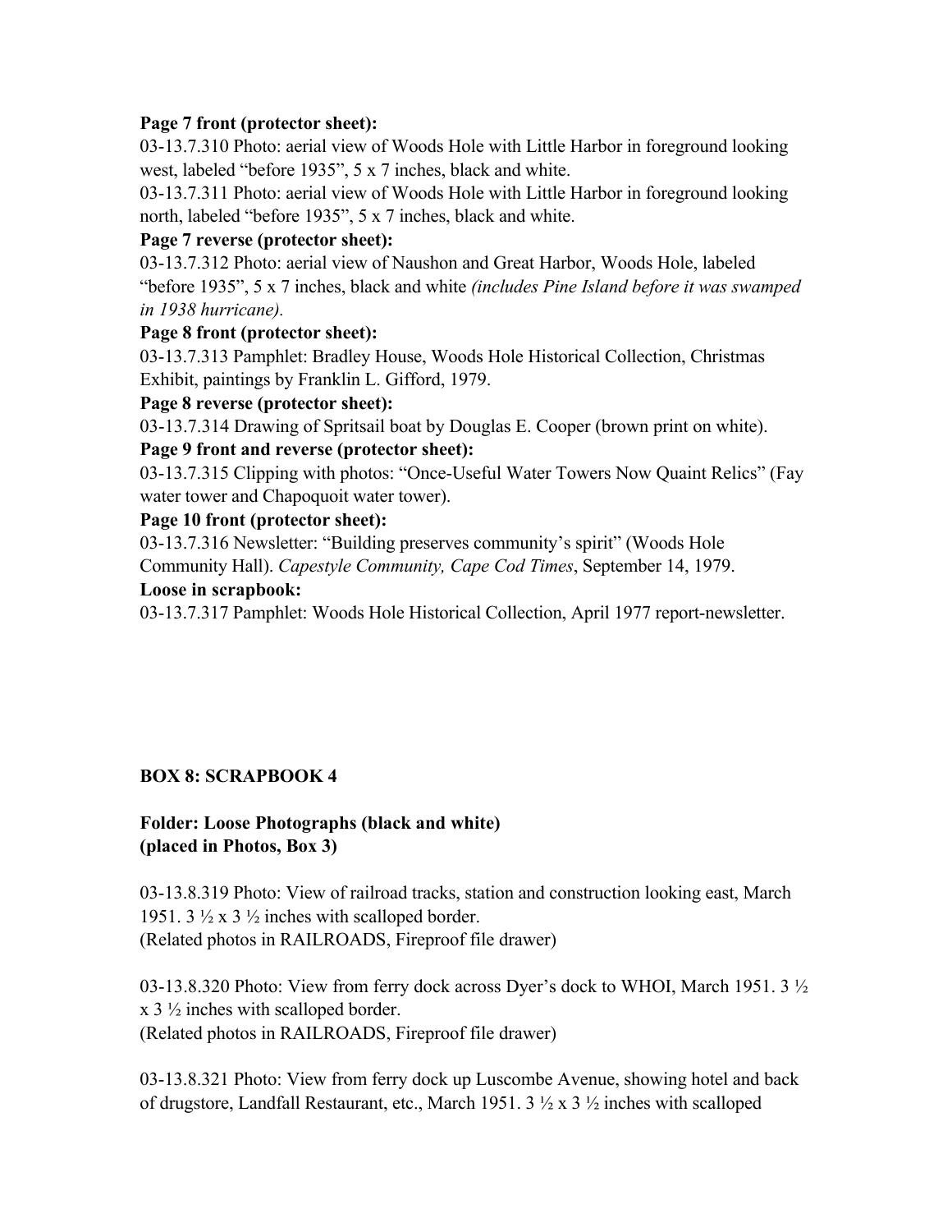**Page 7 front (protector sheet):**

03-13.7.310 Photo: aerial view of Woods Hole with Little Harbor in foreground looking west, labeled "before 1935", 5 x 7 inches, black and white.

03-13.7.311 Photo: aerial view of Woods Hole with Little Harbor in foreground looking north, labeled "before 1935", 5 x 7 inches, black and white.

**Page 7 reverse (protector sheet):**

03-13.7.312 Photo: aerial view of Naushon and Great Harbor, Woods Hole, labeled "before 1935", 5 x 7 inches, black and white *(includes Pine Island before it was swamped in 1938 hurricane).*

**Page 8 front (protector sheet):**

03-13.7.313 Pamphlet: Bradley House, Woods Hole Historical Collection, Christmas Exhibit, paintings by Franklin L. Gifford, 1979.

**Page 8 reverse (protector sheet):**

03-13.7.314 Drawing of Spritsail boat by Douglas E. Cooper (brown print on white).

**Page 9 front and reverse (protector sheet):**

03-13.7.315 Clipping with photos: "Once-Useful Water Towers Now Quaint Relics" (Fay water tower and Chapoquoit water tower).

**Page 10 front (protector sheet):**

03-13.7.316 Newsletter: "Building preserves community's spirit" (Woods Hole Community Hall). *Capestyle Community, Cape Cod Times*, September 14, 1979.

**Loose in scrapbook:**

03-13.7.317 Pamphlet: Woods Hole Historical Collection, April 1977 report-newsletter.

**BOX 8: SCRAPBOOK 4**

**Folder: Loose Photographs (black and white)**
**(placed in Photos, Box 3)**

03-13.8.319 Photo: View of railroad tracks, station and construction looking east, March 1951. 3 ½ x 3 ½ inches with scalloped border.
(Related photos in RAILROADS, Fireproof file drawer)

03-13.8.320 Photo: View from ferry dock across Dyer's dock to WHOI, March 1951. 3 ½ x 3 ½ inches with scalloped border.
(Related photos in RAILROADS, Fireproof file drawer)

03-13.8.321 Photo: View from ferry dock up Luscombe Avenue, showing hotel and back of drugstore, Landfall Restaurant, etc., March 1951. 3 ½ x 3 ½ inches with scalloped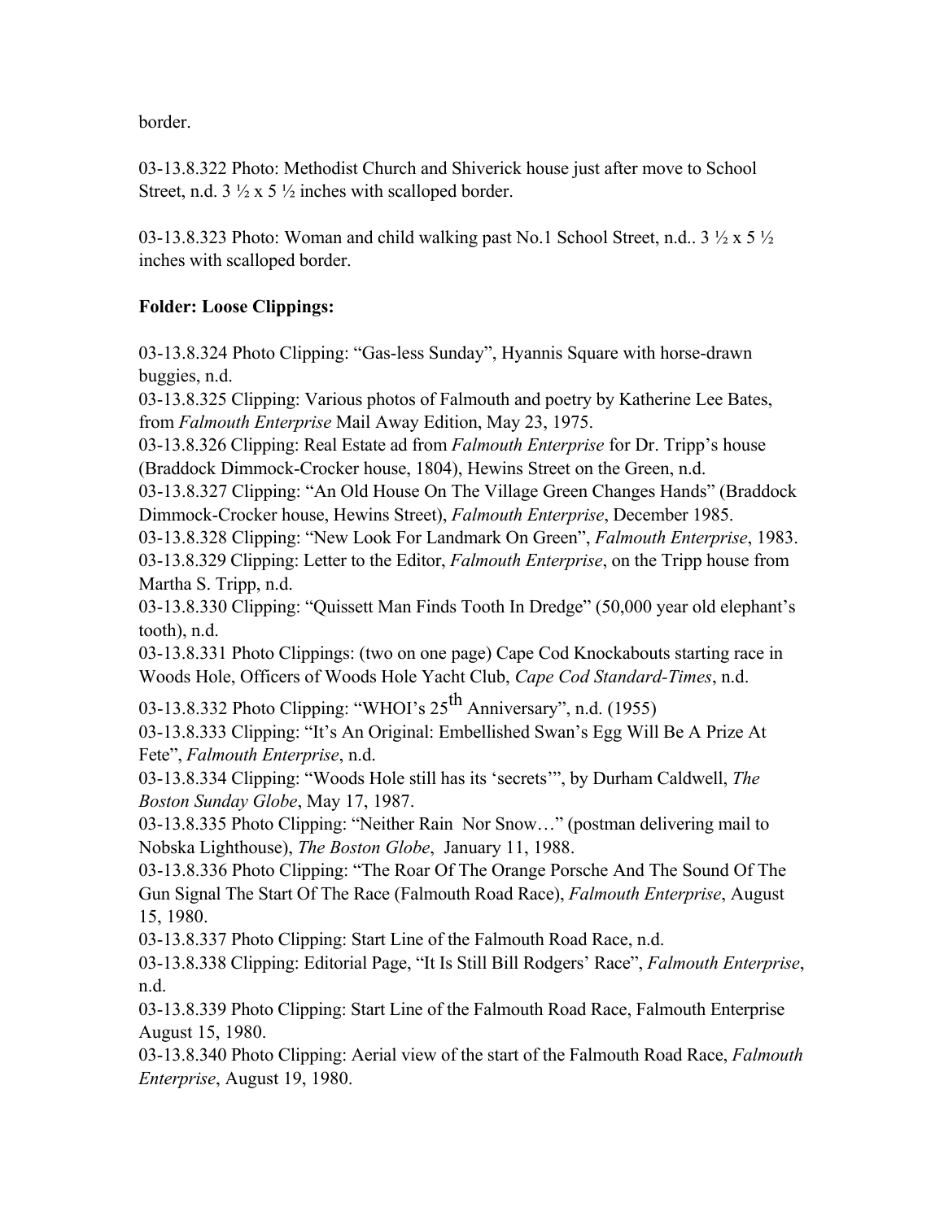border.

03-13.8.322 Photo: Methodist Church and Shiverick house just after move to School Street, n.d. 3 ½ x 5 ½ inches with scalloped border.

03-13.8.323 Photo: Woman and child walking past No.1 School Street, n.d.. 3 ½ x 5 ½ inches with scalloped border.

**Folder: Loose Clippings:**

03-13.8.324 Photo Clipping: "Gas-less Sunday", Hyannis Square with horse-drawn buggies, n.d.
03-13.8.325 Clipping: Various photos of Falmouth and poetry by Katherine Lee Bates, from *Falmouth Enterprise* Mail Away Edition, May 23, 1975.
03-13.8.326 Clipping: Real Estate ad from *Falmouth Enterprise* for Dr. Tripp's house (Braddock Dimmock-Crocker house, 1804), Hewins Street on the Green, n.d.
03-13.8.327 Clipping: "An Old House On The Village Green Changes Hands" (Braddock Dimmock-Crocker house, Hewins Street), *Falmouth Enterprise*, December 1985.
03-13.8.328 Clipping: "New Look For Landmark On Green", *Falmouth Enterprise*, 1983.
03-13.8.329 Clipping: Letter to the Editor, *Falmouth Enterprise*, on the Tripp house from Martha S. Tripp, n.d.
03-13.8.330 Clipping: "Quissett Man Finds Tooth In Dredge" (50,000 year old elephant's tooth), n.d.
03-13.8.331 Photo Clippings: (two on one page) Cape Cod Knockabouts starting race in Woods Hole, Officers of Woods Hole Yacht Club, *Cape Cod Standard-Times*, n.d.
03-13.8.332 Photo Clipping: "WHOI's 25th Anniversary", n.d. (1955)
03-13.8.333 Clipping: "It's An Original: Embellished Swan's Egg Will Be A Prize At Fete", *Falmouth Enterprise*, n.d.
03-13.8.334 Clipping: "Woods Hole still has its 'secrets'", by Durham Caldwell, *The Boston Sunday Globe*, May 17, 1987.
03-13.8.335 Photo Clipping: "Neither Rain Nor Snow…" (postman delivering mail to Nobska Lighthouse), *The Boston Globe*, January 11, 1988.
03-13.8.336 Photo Clipping: "The Roar Of The Orange Porsche And The Sound Of The Gun Signal The Start Of The Race (Falmouth Road Race), *Falmouth Enterprise*, August 15, 1980.
03-13.8.337 Photo Clipping: Start Line of the Falmouth Road Race, n.d.
03-13.8.338 Clipping: Editorial Page, "It Is Still Bill Rodgers' Race", *Falmouth Enterprise*, n.d.
03-13.8.339 Photo Clipping: Start Line of the Falmouth Road Race, Falmouth Enterprise August 15, 1980.
03-13.8.340 Photo Clipping: Aerial view of the start of the Falmouth Road Race, *Falmouth Enterprise*, August 19, 1980.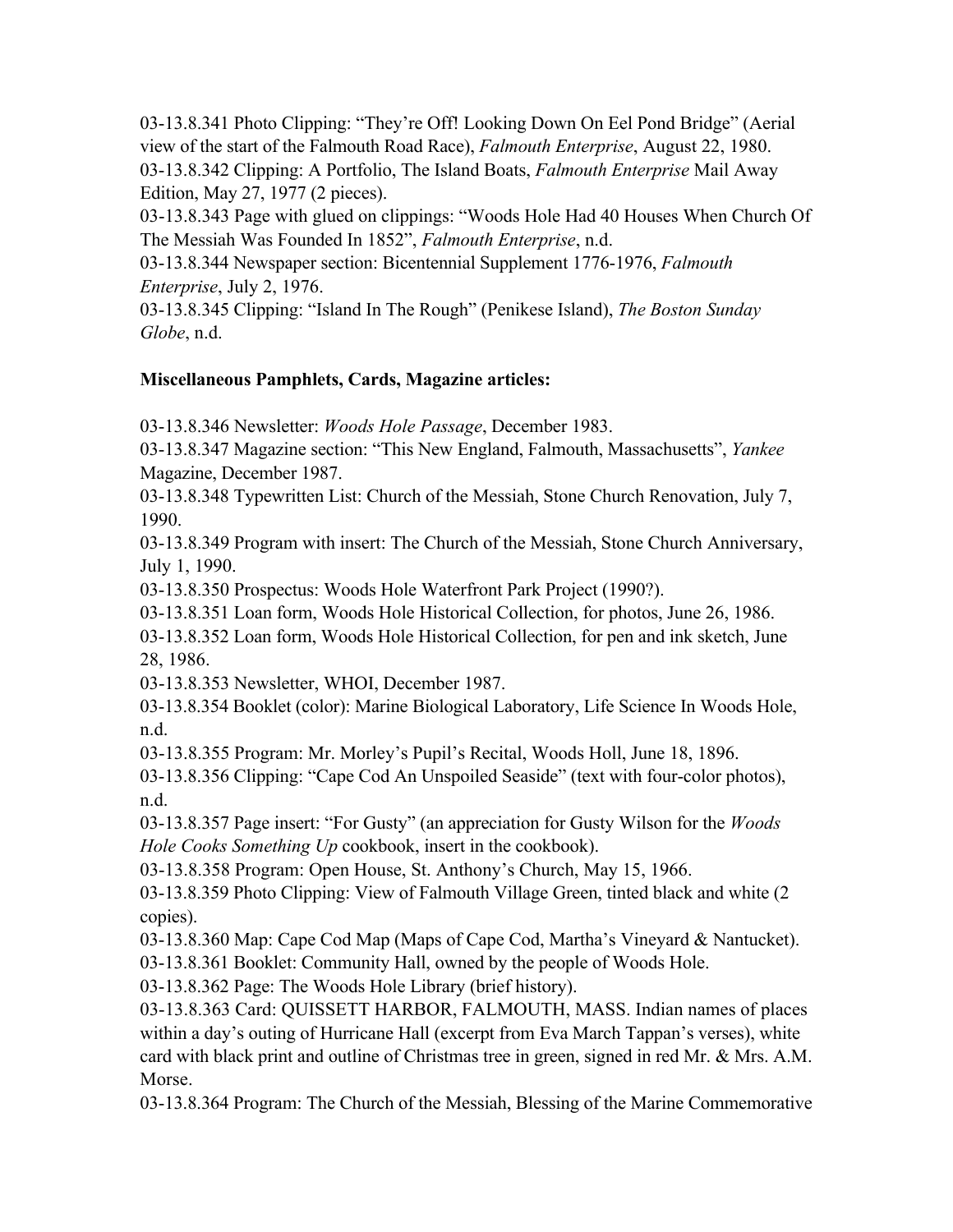03-13.8.341 Photo Clipping: “They’re Off! Looking Down On Eel Pond Bridge” (Aerial view of the start of the Falmouth Road Race), *Falmouth Enterprise*, August 22, 1980.

03-13.8.342 Clipping: A Portfolio, The Island Boats, *Falmouth Enterprise* Mail Away Edition, May 27, 1977 (2 pieces).

03-13.8.343 Page with glued on clippings: “Woods Hole Had 40 Houses When Church Of The Messiah Was Founded In 1852”, *Falmouth Enterprise*, n.d.

03-13.8.344 Newspaper section: Bicentennial Supplement 1776-1976, *Falmouth Enterprise*, July 2, 1976.

03-13.8.345 Clipping: “Island In The Rough” (Penikese Island), *The Boston Sunday Globe*, n.d.

**Miscellaneous Pamphlets, Cards, Magazine articles:**

03-13.8.346 Newsletter: *Woods Hole Passage*, December 1983.

03-13.8.347 Magazine section: “This New England, Falmouth, Massachusetts”, *Yankee* Magazine, December 1987.

03-13.8.348 Typewritten List: Church of the Messiah, Stone Church Renovation, July 7, 1990.

03-13.8.349 Program with insert: The Church of the Messiah, Stone Church Anniversary, July 1, 1990.

03-13.8.350 Prospectus: Woods Hole Waterfront Park Project (1990?).

03-13.8.351 Loan form, Woods Hole Historical Collection, for photos, June 26, 1986.

03-13.8.352 Loan form, Woods Hole Historical Collection, for pen and ink sketch, June 28, 1986.

03-13.8.353 Newsletter, WHOI, December 1987.

03-13.8.354 Booklet (color): Marine Biological Laboratory, Life Science In Woods Hole, n.d.

03-13.8.355 Program: Mr. Morley’s Pupil’s Recital, Woods Holl, June 18, 1896.

03-13.8.356 Clipping: “Cape Cod An Unspoiled Seaside” (text with four-color photos), n.d.

03-13.8.357 Page insert: “For Gusty” (an appreciation for Gusty Wilson for the *Woods Hole Cooks Something Up* cookbook, insert in the cookbook).

03-13.8.358 Program: Open House, St. Anthony’s Church, May 15, 1966.

03-13.8.359 Photo Clipping: View of Falmouth Village Green, tinted black and white (2 copies).

03-13.8.360 Map: Cape Cod Map (Maps of Cape Cod, Martha’s Vineyard & Nantucket).

03-13.8.361 Booklet: Community Hall, owned by the people of Woods Hole.

03-13.8.362 Page: The Woods Hole Library (brief history).

03-13.8.363 Card: QUISSETT HARBOR, FALMOUTH, MASS. Indian names of places within a day’s outing of Hurricane Hall (excerpt from Eva March Tappan’s verses), white card with black print and outline of Christmas tree in green, signed in red Mr. & Mrs. A.M. Morse.

03-13.8.364 Program: The Church of the Messiah, Blessing of the Marine Commemorative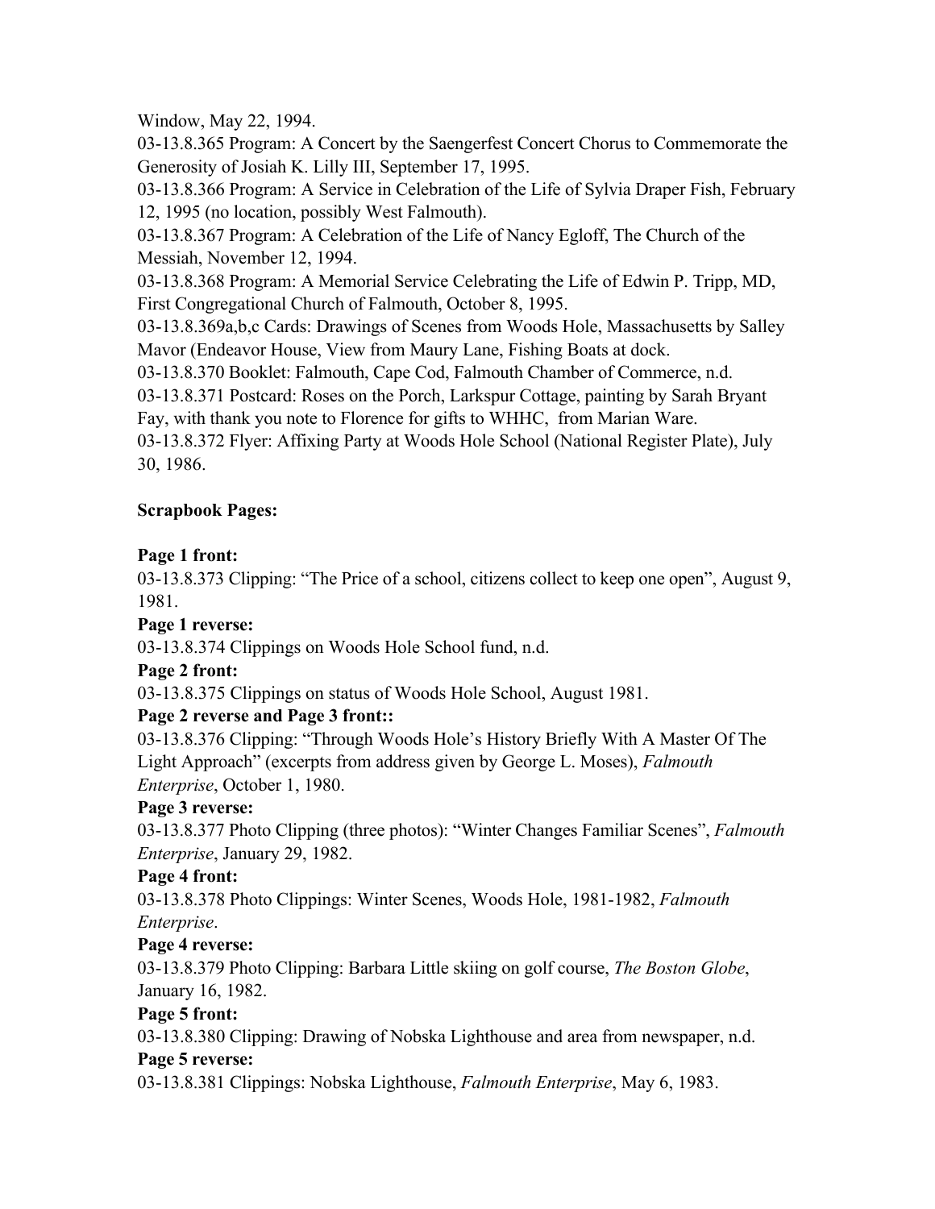Window, May 22, 1994.

03-13.8.365 Program: A Concert by the Saengerfest Concert Chorus to Commemorate the Generosity of Josiah K. Lilly III, September 17, 1995.

03-13.8.366 Program: A Service in Celebration of the Life of Sylvia Draper Fish, February 12, 1995 (no location, possibly West Falmouth).

03-13.8.367 Program: A Celebration of the Life of Nancy Egloff, The Church of the Messiah, November 12, 1994.

03-13.8.368 Program: A Memorial Service Celebrating the Life of Edwin P. Tripp, MD, First Congregational Church of Falmouth, October 8, 1995.

03-13.8.369a,b,c Cards: Drawings of Scenes from Woods Hole, Massachusetts by Salley Mavor (Endeavor House, View from Maury Lane, Fishing Boats at dock.

03-13.8.370 Booklet: Falmouth, Cape Cod, Falmouth Chamber of Commerce, n.d.

03-13.8.371 Postcard: Roses on the Porch, Larkspur Cottage, painting by Sarah Bryant Fay, with thank you note to Florence for gifts to WHHC, from Marian Ware.

03-13.8.372 Flyer: Affixing Party at Woods Hole School (National Register Plate), July 30, 1986.

**Scrapbook Pages:**

**Page 1 front:**

03-13.8.373 Clipping: "The Price of a school, citizens collect to keep one open", August 9, 1981.

**Page 1 reverse:**

03-13.8.374 Clippings on Woods Hole School fund, n.d.

**Page 2 front:**

03-13.8.375 Clippings on status of Woods Hole School, August 1981.

**Page 2 reverse and Page 3 front::**

03-13.8.376 Clipping: "Through Woods Hole's History Briefly With A Master Of The Light Approach" (excerpts from address given by George L. Moses), *Falmouth Enterprise*, October 1, 1980.

**Page 3 reverse:**

03-13.8.377 Photo Clipping (three photos): "Winter Changes Familiar Scenes", *Falmouth Enterprise*, January 29, 1982.

**Page 4 front:**

03-13.8.378 Photo Clippings: Winter Scenes, Woods Hole, 1981-1982, *Falmouth Enterprise*.

**Page 4 reverse:**

03-13.8.379 Photo Clipping: Barbara Little skiing on golf course, *The Boston Globe*, January 16, 1982.

**Page 5 front:**

03-13.8.380 Clipping: Drawing of Nobska Lighthouse and area from newspaper, n.d.

**Page 5 reverse:**

03-13.8.381 Clippings: Nobska Lighthouse, *Falmouth Enterprise*, May 6, 1983.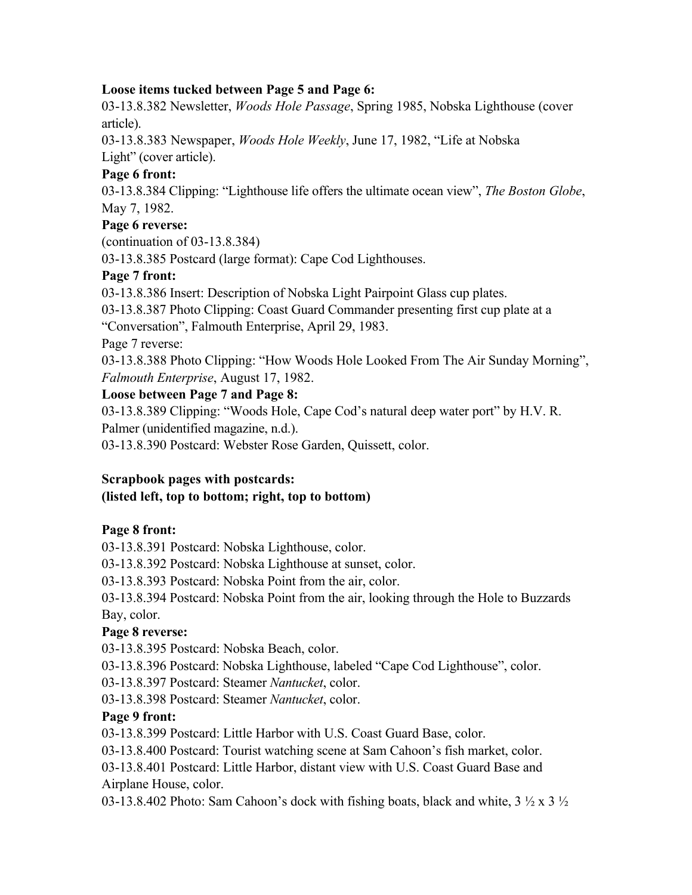**Loose items tucked between Page 5 and Page 6:**

03-13.8.382 Newsletter, *Woods Hole Passage*, Spring 1985, Nobska Lighthouse (cover article).

03-13.8.383 Newspaper, *Woods Hole Weekly*, June 17, 1982, "Life at Nobska Light" (cover article).

**Page 6 front:**

03-13.8.384 Clipping: "Lighthouse life offers the ultimate ocean view", *The Boston Globe*, May 7, 1982.

**Page 6 reverse:**

(continuation of 03-13.8.384)

03-13.8.385 Postcard (large format): Cape Cod Lighthouses.

**Page 7 front:**

03-13.8.386 Insert: Description of Nobska Light Pairpoint Glass cup plates.

03-13.8.387 Photo Clipping: Coast Guard Commander presenting first cup plate at a "Conversation", Falmouth Enterprise, April 29, 1983.

Page 7 reverse:

03-13.8.388 Photo Clipping: "How Woods Hole Looked From The Air Sunday Morning", *Falmouth Enterprise*, August 17, 1982.

**Loose between Page 7 and Page 8:**

03-13.8.389 Clipping: "Woods Hole, Cape Cod's natural deep water port" by H.V. R. Palmer (unidentified magazine, n.d.).

03-13.8.390 Postcard: Webster Rose Garden, Quissett, color.

**Scrapbook pages with postcards:**
**(listed left, top to bottom; right, top to bottom)**

**Page 8 front:**

03-13.8.391 Postcard: Nobska Lighthouse, color.

03-13.8.392 Postcard: Nobska Lighthouse at sunset, color.

03-13.8.393 Postcard: Nobska Point from the air, color.

03-13.8.394 Postcard: Nobska Point from the air, looking through the Hole to Buzzards Bay, color.

**Page 8 reverse:**

03-13.8.395 Postcard: Nobska Beach, color.

03-13.8.396 Postcard: Nobska Lighthouse, labeled "Cape Cod Lighthouse", color.

03-13.8.397 Postcard: Steamer *Nantucket*, color.

03-13.8.398 Postcard: Steamer *Nantucket*, color.

**Page 9 front:**

03-13.8.399 Postcard: Little Harbor with U.S. Coast Guard Base, color.

03-13.8.400 Postcard: Tourist watching scene at Sam Cahoon's fish market, color.

03-13.8.401 Postcard: Little Harbor, distant view with U.S. Coast Guard Base and Airplane House, color.

03-13.8.402 Photo: Sam Cahoon's dock with fishing boats, black and white, 3 ½ x 3 ½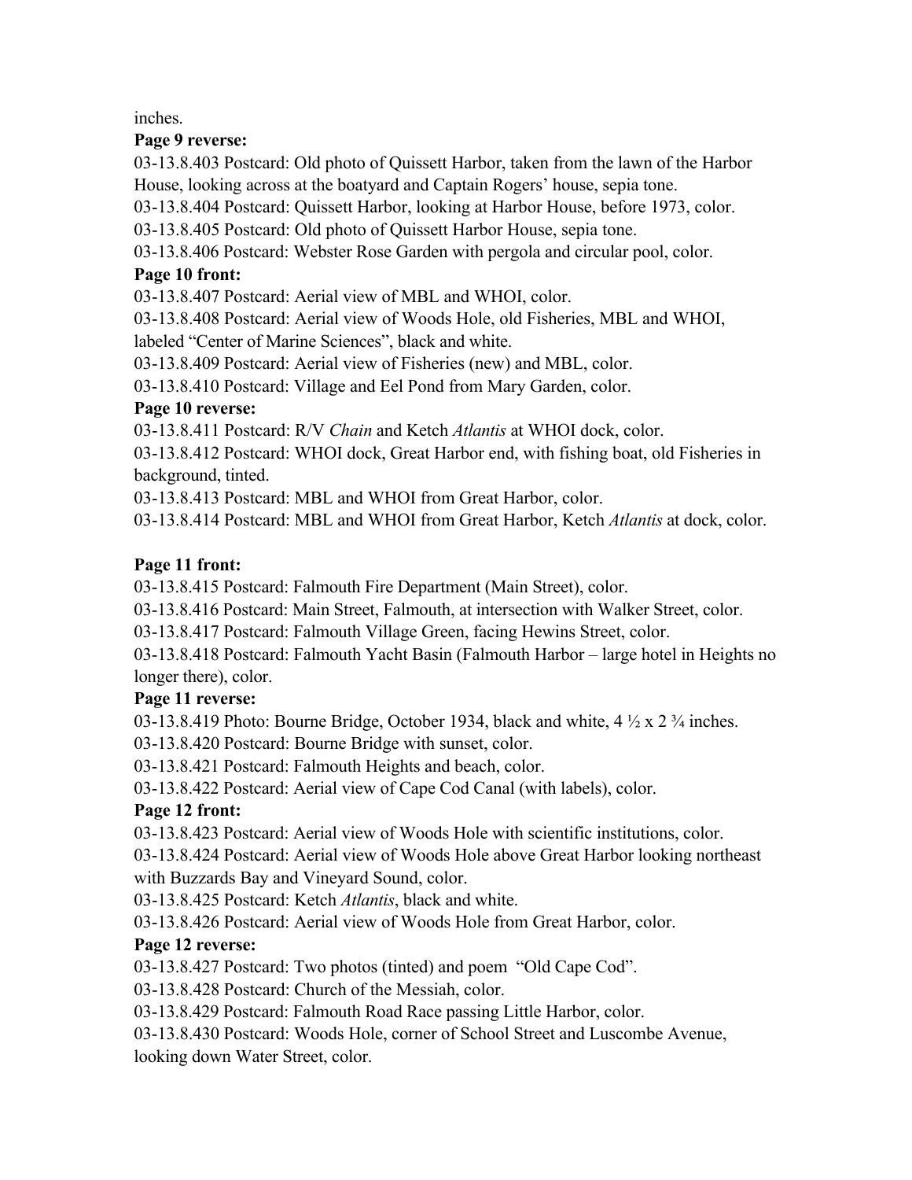inches.

**Page 9 reverse:**

03-13.8.403 Postcard: Old photo of Quissett Harbor, taken from the lawn of the Harbor House, looking across at the boatyard and Captain Rogers' house, sepia tone.

03-13.8.404 Postcard: Quissett Harbor, looking at Harbor House, before 1973, color.

03-13.8.405 Postcard: Old photo of Quissett Harbor House, sepia tone.

03-13.8.406 Postcard: Webster Rose Garden with pergola and circular pool, color.

**Page 10 front:**

03-13.8.407 Postcard: Aerial view of MBL and WHOI, color.

03-13.8.408 Postcard: Aerial view of Woods Hole, old Fisheries, MBL and WHOI, labeled "Center of Marine Sciences", black and white.

03-13.8.409 Postcard: Aerial view of Fisheries (new) and MBL, color.

03-13.8.410 Postcard: Village and Eel Pond from Mary Garden, color.

**Page 10 reverse:**

03-13.8.411 Postcard: R/V *Chain* and Ketch *Atlantis* at WHOI dock, color.

03-13.8.412 Postcard: WHOI dock, Great Harbor end, with fishing boat, old Fisheries in background, tinted.

03-13.8.413 Postcard: MBL and WHOI from Great Harbor, color.

03-13.8.414 Postcard: MBL and WHOI from Great Harbor, Ketch *Atlantis* at dock, color.

**Page 11 front:**

03-13.8.415 Postcard: Falmouth Fire Department (Main Street), color.

03-13.8.416 Postcard: Main Street, Falmouth, at intersection with Walker Street, color.

03-13.8.417 Postcard: Falmouth Village Green, facing Hewins Street, color.

03-13.8.418 Postcard: Falmouth Yacht Basin (Falmouth Harbor – large hotel in Heights no longer there), color.

**Page 11 reverse:**

03-13.8.419 Photo: Bourne Bridge, October 1934, black and white, 4 ½ x 2 ¾ inches.

03-13.8.420 Postcard: Bourne Bridge with sunset, color.

03-13.8.421 Postcard: Falmouth Heights and beach, color.

03-13.8.422 Postcard: Aerial view of Cape Cod Canal (with labels), color.

**Page 12 front:**

03-13.8.423 Postcard: Aerial view of Woods Hole with scientific institutions, color.

03-13.8.424 Postcard: Aerial view of Woods Hole above Great Harbor looking northeast with Buzzards Bay and Vineyard Sound, color.

03-13.8.425 Postcard: Ketch *Atlantis*, black and white.

03-13.8.426 Postcard: Aerial view of Woods Hole from Great Harbor, color.

**Page 12 reverse:**

03-13.8.427 Postcard: Two photos (tinted) and poem "Old Cape Cod".

03-13.8.428 Postcard: Church of the Messiah, color.

03-13.8.429 Postcard: Falmouth Road Race passing Little Harbor, color.

03-13.8.430 Postcard: Woods Hole, corner of School Street and Luscombe Avenue, looking down Water Street, color.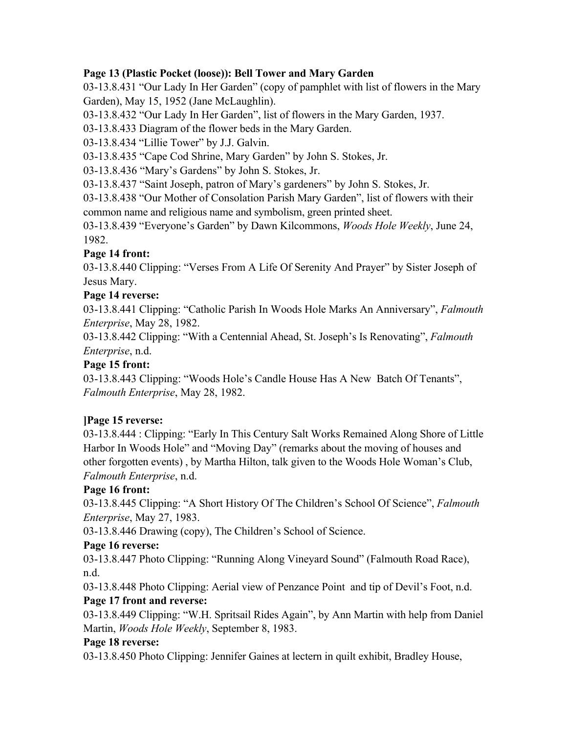**Page 13 (Plastic Pocket (loose)): Bell Tower and Mary Garden**

03-13.8.431 "Our Lady In Her Garden" (copy of pamphlet with list of flowers in the Mary Garden), May 15, 1952 (Jane McLaughlin).

03-13.8.432 "Our Lady In Her Garden", list of flowers in the Mary Garden, 1937.

03-13.8.433 Diagram of the flower beds in the Mary Garden.

03-13.8.434 "Lillie Tower" by J.J. Galvin.

03-13.8.435 "Cape Cod Shrine, Mary Garden" by John S. Stokes, Jr.

03-13.8.436 "Mary's Gardens" by John S. Stokes, Jr.

03-13.8.437 "Saint Joseph, patron of Mary's gardeners" by John S. Stokes, Jr.

03-13.8.438 "Our Mother of Consolation Parish Mary Garden", list of flowers with their common name and religious name and symbolism, green printed sheet.

03-13.8.439 "Everyone's Garden" by Dawn Kilcommons, *Woods Hole Weekly*, June 24, 1982.

**Page 14 front:**

03-13.8.440 Clipping: "Verses From A Life Of Serenity And Prayer" by Sister Joseph of Jesus Mary.

**Page 14 reverse:**

03-13.8.441 Clipping: "Catholic Parish In Woods Hole Marks An Anniversary", *Falmouth Enterprise*, May 28, 1982.

03-13.8.442 Clipping: "With a Centennial Ahead, St. Joseph's Is Renovating", *Falmouth Enterprise*, n.d.

**Page 15 front:**

03-13.8.443 Clipping: "Woods Hole's Candle House Has A New Batch Of Tenants", *Falmouth Enterprise*, May 28, 1982.

**]Page 15 reverse:**

03-13.8.444 : Clipping: "Early In This Century Salt Works Remained Along Shore of Little Harbor In Woods Hole" and "Moving Day" (remarks about the moving of houses and other forgotten events) , by Martha Hilton, talk given to the Woods Hole Woman's Club, *Falmouth Enterprise*, n.d.

**Page 16 front:**

03-13.8.445 Clipping: "A Short History Of The Children's School Of Science", *Falmouth Enterprise*, May 27, 1983.

03-13.8.446 Drawing (copy), The Children's School of Science.

**Page 16 reverse:**

03-13.8.447 Photo Clipping: "Running Along Vineyard Sound" (Falmouth Road Race), n.d.

03-13.8.448 Photo Clipping: Aerial view of Penzance Point and tip of Devil's Foot, n.d.

**Page 17 front and reverse:**

03-13.8.449 Clipping: "W.H. Spritsail Rides Again", by Ann Martin with help from Daniel Martin, *Woods Hole Weekly*, September 8, 1983.

**Page 18 reverse:**

03-13.8.450 Photo Clipping: Jennifer Gaines at lectern in quilt exhibit, Bradley House,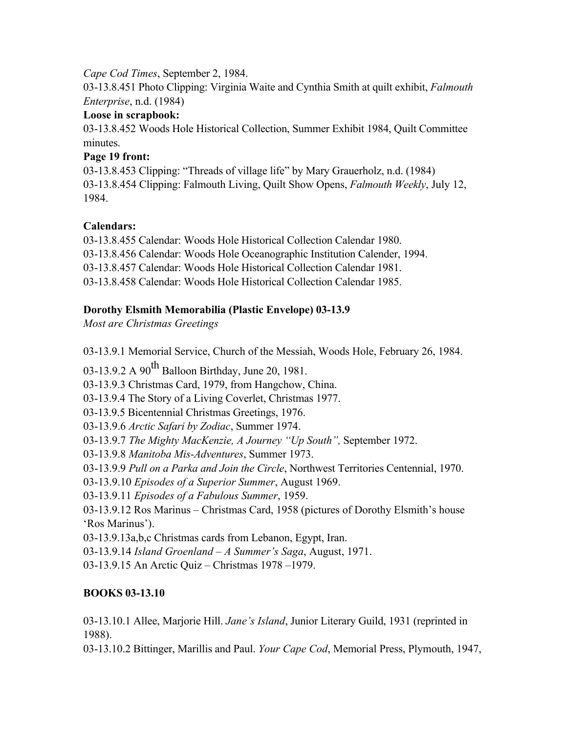*Cape Cod Times*, September 2, 1984.

03-13.8.451 Photo Clipping: Virginia Waite and Cynthia Smith at quilt exhibit, *Falmouth Enterprise*, n.d. (1984)

**Loose in scrapbook:**

03-13.8.452 Woods Hole Historical Collection, Summer Exhibit 1984, Quilt Committee minutes.

**Page 19 front:**

03-13.8.453 Clipping: "Threads of village life" by Mary Grauerholz, n.d. (1984)

03-13.8.454 Clipping: Falmouth Living, Quilt Show Opens, *Falmouth Weekly*, July 12, 1984.

**Calendars:**

03-13.8.455 Calendar: Woods Hole Historical Collection Calendar 1980.

03-13.8.456 Calendar: Woods Hole Oceanographic Institution Calender, 1994.

03-13.8.457 Calendar: Woods Hole Historical Collection Calendar 1981.

03-13.8.458 Calendar: Woods Hole Historical Collection Calendar 1985.

**Dorothy Elsmith Memorabilia (Plastic Envelope) 03-13.9**

*Most are Christmas Greetings*

03-13.9.1 Memorial Service, Church of the Messiah, Woods Hole, February 26, 1984.

03-13.9.2 A 90th Balloon Birthday, June 20, 1981.

03-13.9.3 Christmas Card, 1979, from Hangchow, China.

03-13.9.4 The Story of a Living Coverlet, Christmas 1977.

03-13.9.5 Bicentennial Christmas Greetings, 1976.

03-13.9.6 *Arctic Safari by Zodiac*, Summer 1974.

03-13.9.7 *The Mighty MacKenzie, A Journey "Up South",* September 1972.

03-13.9.8 *Manitoba Mis-Adventures*, Summer 1973.

03-13.9.9 *Pull on a Parka and Join the Circle*, Northwest Territories Centennial, 1970.

03-13.9.10 *Episodes of a Superior Summer*, August 1969.

03-13.9.11 *Episodes of a Fabulous Summer*, 1959.

03-13.9.12 Ros Marinus – Christmas Card, 1958 (pictures of Dorothy Elsmith's house 'Ros Marinus').

03-13.9.13a,b,c Christmas cards from Lebanon, Egypt, Iran.

03-13.9.14 *Island Groenland – A Summer's Saga*, August, 1971.

03-13.9.15 An Arctic Quiz – Christmas 1978 –1979.

**BOOKS 03-13.10**

03-13.10.1 Allee, Marjorie Hill. *Jane's Island*, Junior Literary Guild, 1931 (reprinted in 1988).

03-13.10.2 Bittinger, Marillis and Paul. *Your Cape Cod*, Memorial Press, Plymouth, 1947,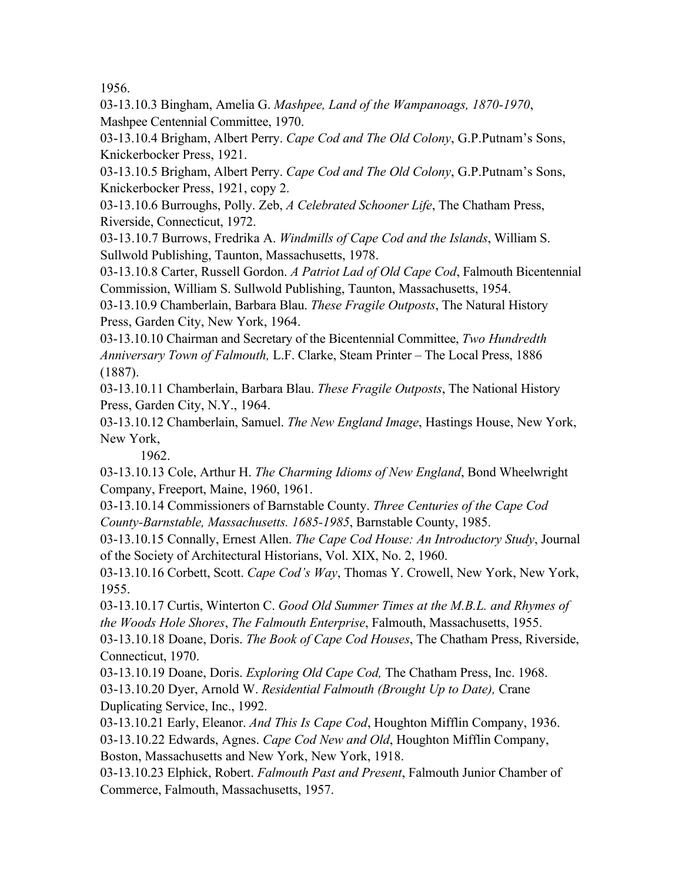1956.

03-13.10.3 Bingham, Amelia G. *Mashpee, Land of the Wampanoags, 1870-1970*, Mashpee Centennial Committee, 1970.

03-13.10.4 Brigham, Albert Perry. *Cape Cod and The Old Colony*, G.P.Putnam's Sons, Knickerbocker Press, 1921.

03-13.10.5 Brigham, Albert Perry. *Cape Cod and The Old Colony*, G.P.Putnam's Sons, Knickerbocker Press, 1921, copy 2.

03-13.10.6 Burroughs, Polly. Zeb, *A Celebrated Schooner Life*, The Chatham Press, Riverside, Connecticut, 1972.

03-13.10.7 Burrows, Fredrika A. *Windmills of Cape Cod and the Islands*, William S. Sullwold Publishing, Taunton, Massachusetts, 1978.

03-13.10.8 Carter, Russell Gordon. *A Patriot Lad of Old Cape Cod*, Falmouth Bicentennial Commission, William S. Sullwold Publishing, Taunton, Massachusetts, 1954.

03-13.10.9 Chamberlain, Barbara Blau. *These Fragile Outposts*, The Natural History Press, Garden City, New York, 1964.

03-13.10.10 Chairman and Secretary of the Bicentennial Committee, *Two Hundredth Anniversary Town of Falmouth,* L.F. Clarke, Steam Printer – The Local Press, 1886 (1887).

03-13.10.11 Chamberlain, Barbara Blau. *These Fragile Outposts*, The National History Press, Garden City, N.Y., 1964.

03-13.10.12 Chamberlain, Samuel. *The New England Image*, Hastings House, New York, New York, 1962.

03-13.10.13 Cole, Arthur H. *The Charming Idioms of New England*, Bond Wheelwright Company, Freeport, Maine, 1960, 1961.

03-13.10.14 Commissioners of Barnstable County. *Three Centuries of the Cape Cod County-Barnstable, Massachusetts. 1685-1985*, Barnstable County, 1985.

03-13.10.15 Connally, Ernest Allen. *The Cape Cod House: An Introductory Study*, Journal of the Society of Architectural Historians, Vol. XIX, No. 2, 1960.

03-13.10.16 Corbett, Scott. *Cape Cod's Way*, Thomas Y. Crowell, New York, New York, 1955.

03-13.10.17 Curtis, Winterton C. *Good Old Summer Times at the M.B.L. and Rhymes of the Woods Hole Shores*, *The Falmouth Enterprise*, Falmouth, Massachusetts, 1955.

03-13.10.18 Doane, Doris. *The Book of Cape Cod Houses*, The Chatham Press, Riverside, Connecticut, 1970.

03-13.10.19 Doane, Doris. *Exploring Old Cape Cod,* The Chatham Press, Inc. 1968.

03-13.10.20 Dyer, Arnold W. *Residential Falmouth (Brought Up to Date),* Crane Duplicating Service, Inc., 1992.

03-13.10.21 Early, Eleanor. *And This Is Cape Cod*, Houghton Mifflin Company, 1936.

03-13.10.22 Edwards, Agnes. *Cape Cod New and Old*, Houghton Mifflin Company, Boston, Massachusetts and New York, New York, 1918.

03-13.10.23 Elphick, Robert. *Falmouth Past and Present*, Falmouth Junior Chamber of Commerce, Falmouth, Massachusetts, 1957.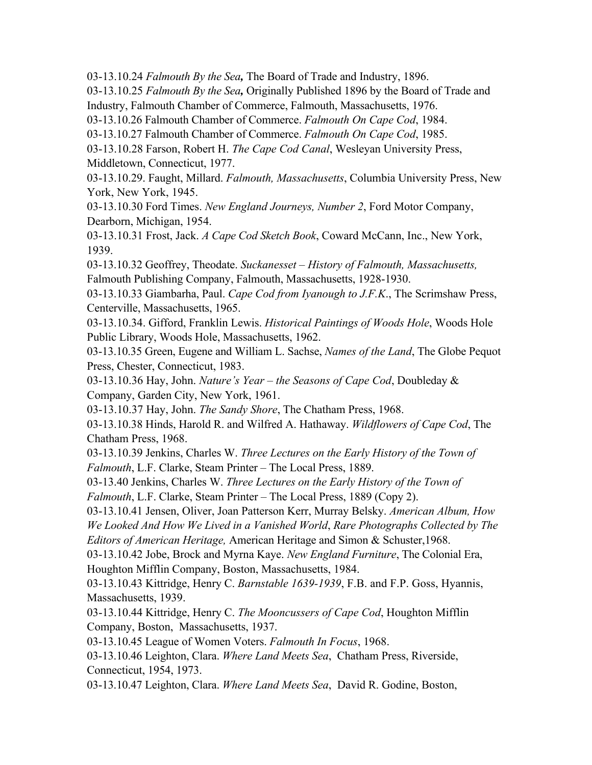03-13.10.24 ***Falmouth By the Sea,*** The Board of Trade and Industry, 1896.

03-13.10.25 ***Falmouth By the Sea,*** Originally Published 1896 by the Board of Trade and Industry, Falmouth Chamber of Commerce, Falmouth, Massachusetts, 1976.

03-13.10.26 Falmouth Chamber of Commerce. *Falmouth On Cape Cod*, 1984.

03-13.10.27 Falmouth Chamber of Commerce. *Falmouth On Cape Cod*, 1985.

03-13.10.28 Farson, Robert H. *The Cape Cod Canal*, Wesleyan University Press, Middletown, Connecticut, 1977.

03-13.10.29. Faught, Millard. *Falmouth, Massachusetts*, Columbia University Press, New York, New York, 1945.

03-13.10.30 Ford Times. *New England Journeys, Number 2*, Ford Motor Company, Dearborn, Michigan, 1954.

03-13.10.31 Frost, Jack. *A Cape Cod Sketch Book*, Coward McCann, Inc., New York, 1939.

03-13.10.32 Geoffrey, Theodate. *Suckanesset – History of Falmouth, Massachusetts,* Falmouth Publishing Company, Falmouth, Massachusetts, 1928-1930.

03-13.10.33 Giambarha, Paul. *Cape Cod from Iyanough to J.F.K.*, The Scrimshaw Press, Centerville, Massachusetts, 1965.

03-13.10.34. Gifford, Franklin Lewis. *Historical Paintings of Woods Hole*, Woods Hole Public Library, Woods Hole, Massachusetts, 1962.

03-13.10.35 Green, Eugene and William L. Sachse, *Names of the Land*, The Globe Pequot Press, Chester, Connecticut, 1983.

03-13.10.36 Hay, John. *Nature's Year – the Seasons of Cape Cod*, Doubleday & Company, Garden City, New York, 1961.

03-13.10.37 Hay, John. *The Sandy Shore*, The Chatham Press, 1968.

03-13.10.38 Hinds, Harold R. and Wilfred A. Hathaway. *Wildflowers of Cape Cod*, The Chatham Press, 1968.

03-13.10.39 Jenkins, Charles W. *Three Lectures on the Early History of the Town of Falmouth*, L.F. Clarke, Steam Printer – The Local Press, 1889.

03-13.40 Jenkins, Charles W. *Three Lectures on the Early History of the Town of Falmouth*, L.F. Clarke, Steam Printer – The Local Press, 1889 (Copy 2).

03-13.10.41 Jensen, Oliver, Joan Patterson Kerr, Murray Belsky. *American Album, How We Looked And How We Lived in a Vanished World*, *Rare Photographs Collected by The Editors of American Heritage,* American Heritage and Simon & Schuster,1968.

03-13.10.42 Jobe, Brock and Myrna Kaye. *New England Furniture*, The Colonial Era, Houghton Mifflin Company, Boston, Massachusetts, 1984.

03-13.10.43 Kittridge, Henry C. *Barnstable 1639-1939*, F.B. and F.P. Goss, Hyannis, Massachusetts, 1939.

03-13.10.44 Kittridge, Henry C. *The Mooncussers of Cape Cod*, Houghton Mifflin Company, Boston, Massachusetts, 1937.

03-13.10.45 League of Women Voters. *Falmouth In Focus*, 1968.

03-13.10.46 Leighton, Clara. *Where Land Meets Sea*, Chatham Press, Riverside, Connecticut, 1954, 1973.

03-13.10.47 Leighton, Clara. *Where Land Meets Sea*, David R. Godine, Boston,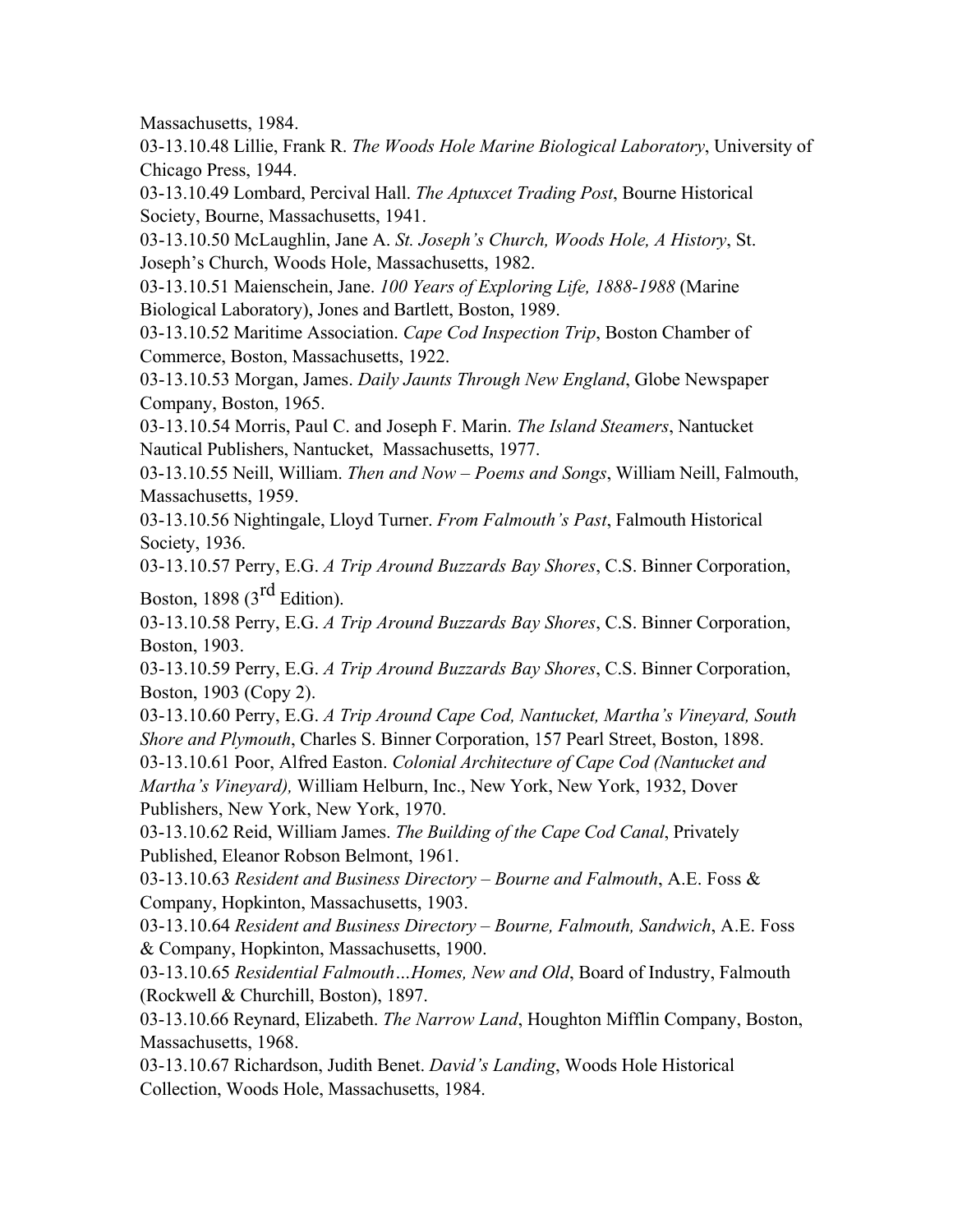Massachusetts, 1984.

03-13.10.48 Lillie, Frank R. *The Woods Hole Marine Biological Laboratory*, University of Chicago Press, 1944.

03-13.10.49 Lombard, Percival Hall. *The Aptuxcet Trading Post*, Bourne Historical Society, Bourne, Massachusetts, 1941.

03-13.10.50 McLaughlin, Jane A. *St. Joseph's Church, Woods Hole, A History*, St. Joseph's Church, Woods Hole, Massachusetts, 1982.

03-13.10.51 Maienschein, Jane. *100 Years of Exploring Life, 1888-1988* (Marine Biological Laboratory), Jones and Bartlett, Boston, 1989.

03-13.10.52 Maritime Association. *Cape Cod Inspection Trip*, Boston Chamber of Commerce, Boston, Massachusetts, 1922.

03-13.10.53 Morgan, James. *Daily Jaunts Through New England*, Globe Newspaper Company, Boston, 1965.

03-13.10.54 Morris, Paul C. and Joseph F. Marin. *The Island Steamers*, Nantucket Nautical Publishers, Nantucket, Massachusetts, 1977.

03-13.10.55 Neill, William. *Then and Now – Poems and Songs*, William Neill, Falmouth, Massachusetts, 1959.

03-13.10.56 Nightingale, Lloyd Turner. *From Falmouth's Past*, Falmouth Historical Society, 1936.

03-13.10.57 Perry, E.G. *A Trip Around Buzzards Bay Shores*, C.S. Binner Corporation, Boston, 1898 (3rd Edition).

03-13.10.58 Perry, E.G. *A Trip Around Buzzards Bay Shores*, C.S. Binner Corporation, Boston, 1903.

03-13.10.59 Perry, E.G. *A Trip Around Buzzards Bay Shores*, C.S. Binner Corporation, Boston, 1903 (Copy 2).

03-13.10.60 Perry, E.G. *A Trip Around Cape Cod, Nantucket, Martha's Vineyard, South Shore and Plymouth*, Charles S. Binner Corporation, 157 Pearl Street, Boston, 1898.

03-13.10.61 Poor, Alfred Easton. *Colonial Architecture of Cape Cod (Nantucket and Martha's Vineyard),* William Helburn, Inc., New York, New York, 1932, Dover Publishers, New York, New York, 1970.

03-13.10.62 Reid, William James. *The Building of the Cape Cod Canal*, Privately Published, Eleanor Robson Belmont, 1961.

03-13.10.63 *Resident and Business Directory – Bourne and Falmouth*, A.E. Foss & Company, Hopkinton, Massachusetts, 1903.

03-13.10.64 *Resident and Business Directory – Bourne, Falmouth, Sandwich*, A.E. Foss & Company, Hopkinton, Massachusetts, 1900.

03-13.10.65 *Residential Falmouth…Homes, New and Old*, Board of Industry, Falmouth (Rockwell & Churchill, Boston), 1897.

03-13.10.66 Reynard, Elizabeth. *The Narrow Land*, Houghton Mifflin Company, Boston, Massachusetts, 1968.

03-13.10.67 Richardson, Judith Benet. *David's Landing*, Woods Hole Historical Collection, Woods Hole, Massachusetts, 1984.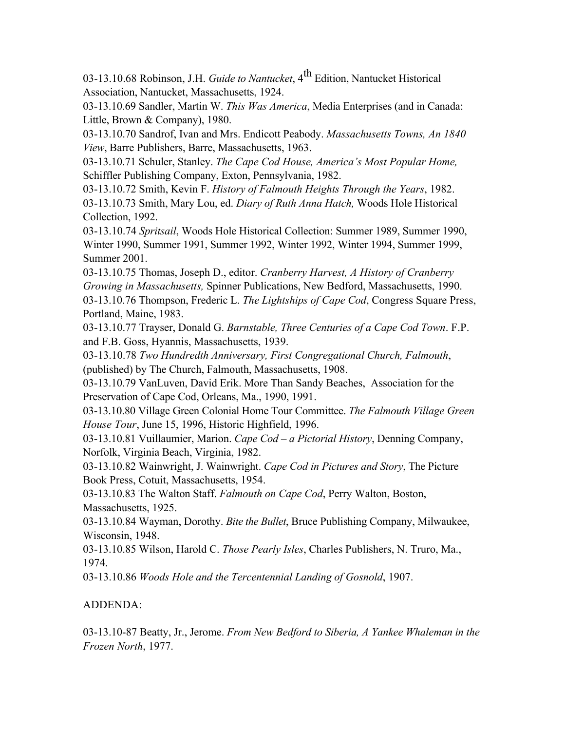03-13.10.68 Robinson, J.H. *Guide to Nantucket*, 4th Edition, Nantucket Historical Association, Nantucket, Massachusetts, 1924.

03-13.10.69 Sandler, Martin W. *This Was America*, Media Enterprises (and in Canada: Little, Brown & Company), 1980.

03-13.10.70 Sandrof, Ivan and Mrs. Endicott Peabody. *Massachusetts Towns, An 1840 View*, Barre Publishers, Barre, Massachusetts, 1963.

03-13.10.71 Schuler, Stanley. *The Cape Cod House, America's Most Popular Home,* Schiffler Publishing Company, Exton, Pennsylvania, 1982.

03-13.10.72 Smith, Kevin F. *History of Falmouth Heights Through the Years*, 1982.

03-13.10.73 Smith, Mary Lou, ed. *Diary of Ruth Anna Hatch,* Woods Hole Historical Collection, 1992.

03-13.10.74 *Spritsail*, Woods Hole Historical Collection: Summer 1989, Summer 1990, Winter 1990, Summer 1991, Summer 1992, Winter 1992, Winter 1994, Summer 1999, Summer 2001.

03-13.10.75 Thomas, Joseph D., editor. *Cranberry Harvest, A History of Cranberry Growing in Massachusetts,* Spinner Publications, New Bedford, Massachusetts, 1990.

03-13.10.76 Thompson, Frederic L. *The Lightships of Cape Cod*, Congress Square Press, Portland, Maine, 1983.

03-13.10.77 Trayser, Donald G. *Barnstable, Three Centuries of a Cape Cod Town*. F.P. and F.B. Goss, Hyannis, Massachusetts, 1939.

03-13.10.78 *Two Hundredth Anniversary, First Congregational Church, Falmouth*, (published) by The Church, Falmouth, Massachusetts, 1908.

03-13.10.79 VanLuven, David Erik. More Than Sandy Beaches, Association for the Preservation of Cape Cod, Orleans, Ma., 1990, 1991.

03-13.10.80 Village Green Colonial Home Tour Committee. *The Falmouth Village Green House Tour*, June 15, 1996, Historic Highfield, 1996.

03-13.10.81 Vuillaumier, Marion. *Cape Cod – a Pictorial History*, Denning Company, Norfolk, Virginia Beach, Virginia, 1982.

03-13.10.82 Wainwright, J. Wainwright. *Cape Cod in Pictures and Story*, The Picture Book Press, Cotuit, Massachusetts, 1954.

03-13.10.83 The Walton Staff. *Falmouth on Cape Cod*, Perry Walton, Boston, Massachusetts, 1925.

03-13.10.84 Wayman, Dorothy. *Bite the Bullet*, Bruce Publishing Company, Milwaukee, Wisconsin, 1948.

03-13.10.85 Wilson, Harold C. *Those Pearly Isles*, Charles Publishers, N. Truro, Ma., 1974.

03-13.10.86 *Woods Hole and the Tercentennial Landing of Gosnold*, 1907.

ADDENDA:

03-13.10-87 Beatty, Jr., Jerome. *From New Bedford to Siberia, A Yankee Whaleman in the Frozen North*, 1977.